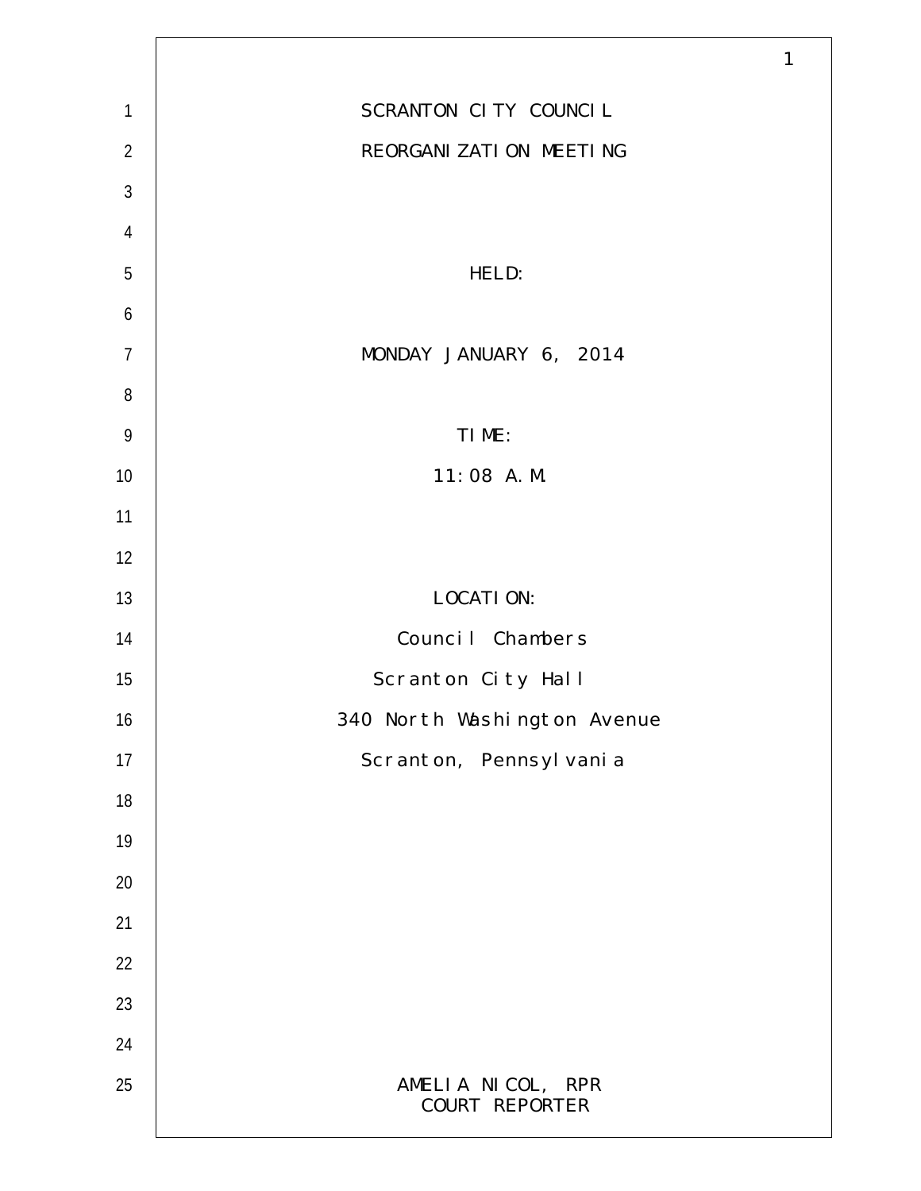SCRANTON CITY COUNCIL

REORGANIZATION MEETING

HELD:

MONDAY JANUARY 6, 2014

TIME:

11:08 A.M.

LOCATION:

Council Chambers

Scranton City Hall

340 North Washington Avenue

Scranton, Pennsylvania

AMELIA NICOL, RPR

COURT REPORTER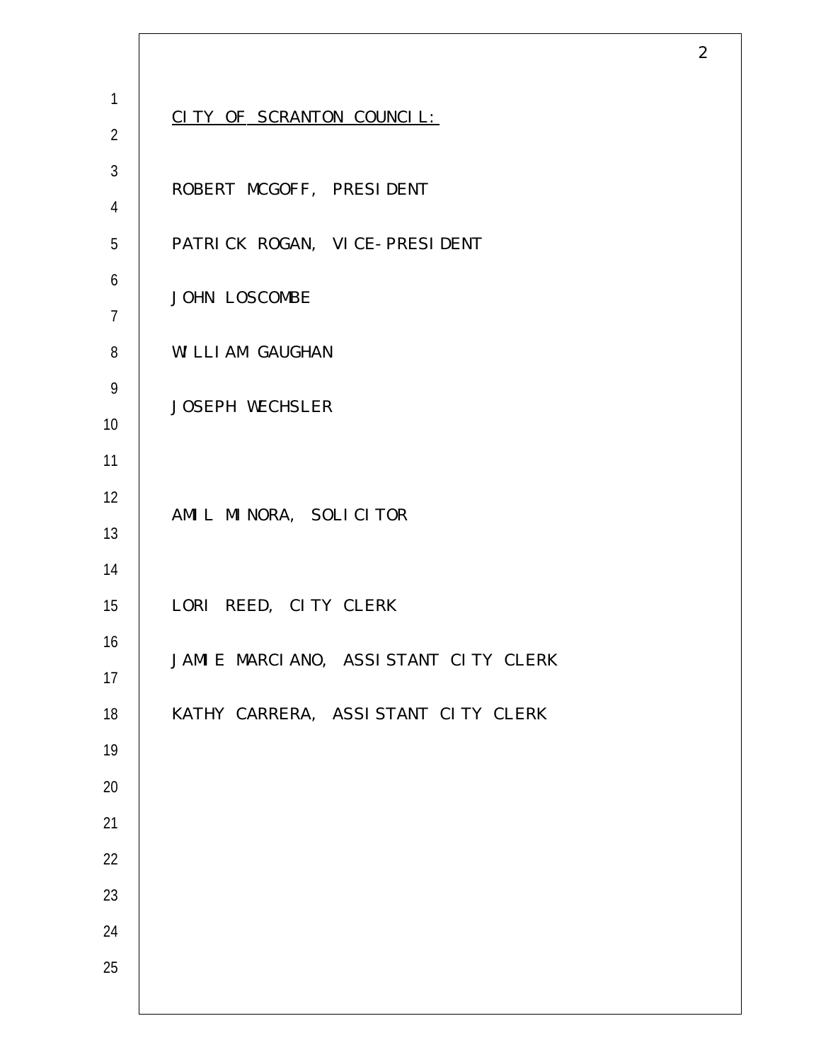<u>CITY OF SCRANTON COUNCIL:</u>

ROBERT MCGOFF, PRESIDENT

PATRICK ROGAN, VICE-PRESIDENT

JOHN LOSCOMBE

WILLIAM GAUGHAN

JOSEPH WECHSLER

AMIL MINORA, SOLICITOR

LORI REED, CITY CLERK

JAMIE MARCIANO, ASSISTANT CITY CLERK

KATHY CARRERA, ASSISTANT CITY CLERK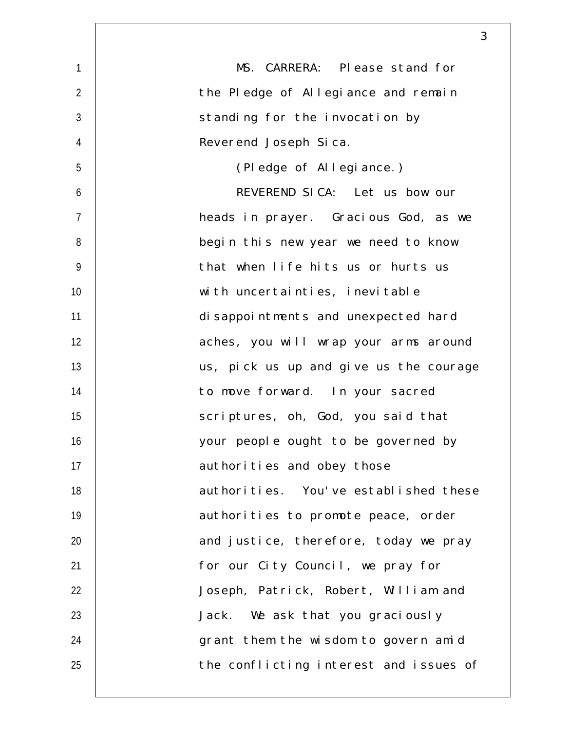MS. CARRERA: Please stand for the Pledge of Allegiance and remain standing for the invocation by Reverend Joseph Sica.

(Pledge of Allegiance.)

REVEREND SICA: Let us bow our heads in prayer. Gracious God, as we begin this new year we need to know that when life hits us or hurts us with uncertainties, inevitable disappointments and unexpected hard aches, you will wrap your arms around us, pick us up and give us the courage to move forward. In your sacred scriptures, oh, God, you said that your people ought to be governed by authorities and obey those authorities. You've established these authorities to promote peace, order and justice, therefore, today we pray for our City Council, we pray for Joseph, Patrick, Robert, William and Jack. We ask that you graciously grant them the wisdom to govern amid the conflicting interest and issues of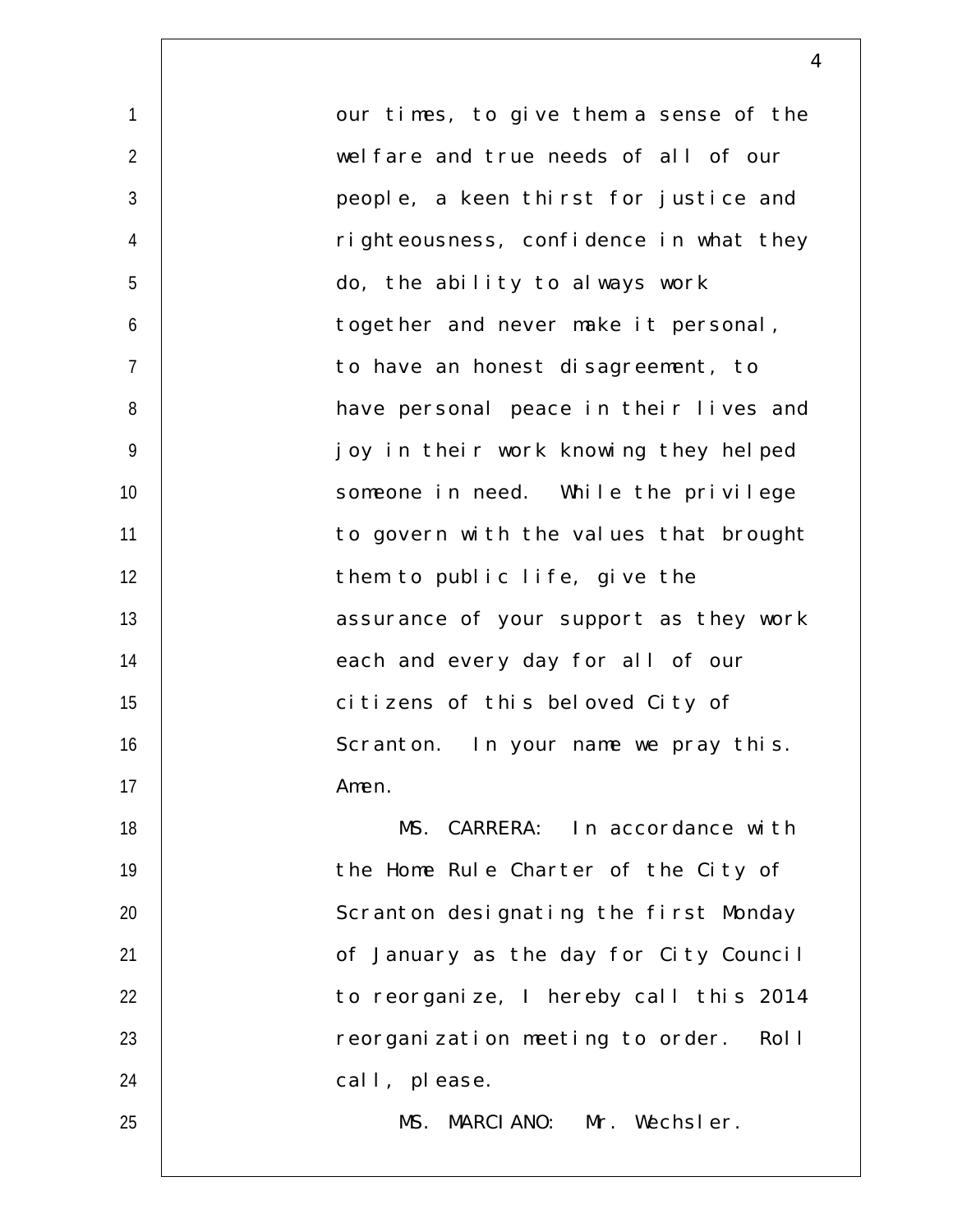our times, to give them a sense of the welfare and true needs of all of our people, a keen thirst for justice and righteousness, confidence in what they do, the ability to always work together and never make it personal, to have an honest disagreement, to have personal peace in their lives and joy in their work knowing they helped someone in need. While the privilege to govern with the values that brought them to public life, give the assurance of your support as they work each and every day for all of our citizens of this beloved City of Scranton. In your name we pray this. Amen.

MS. CARRERA: In accordance with the Home Rule Charter of the City of Scranton designating the first Monday of January as the day for City Council to reorganize, I hereby call this 2014 reorganization meeting to order. Roll call, please.

MS. MARCIANO: Mr. Wechsler.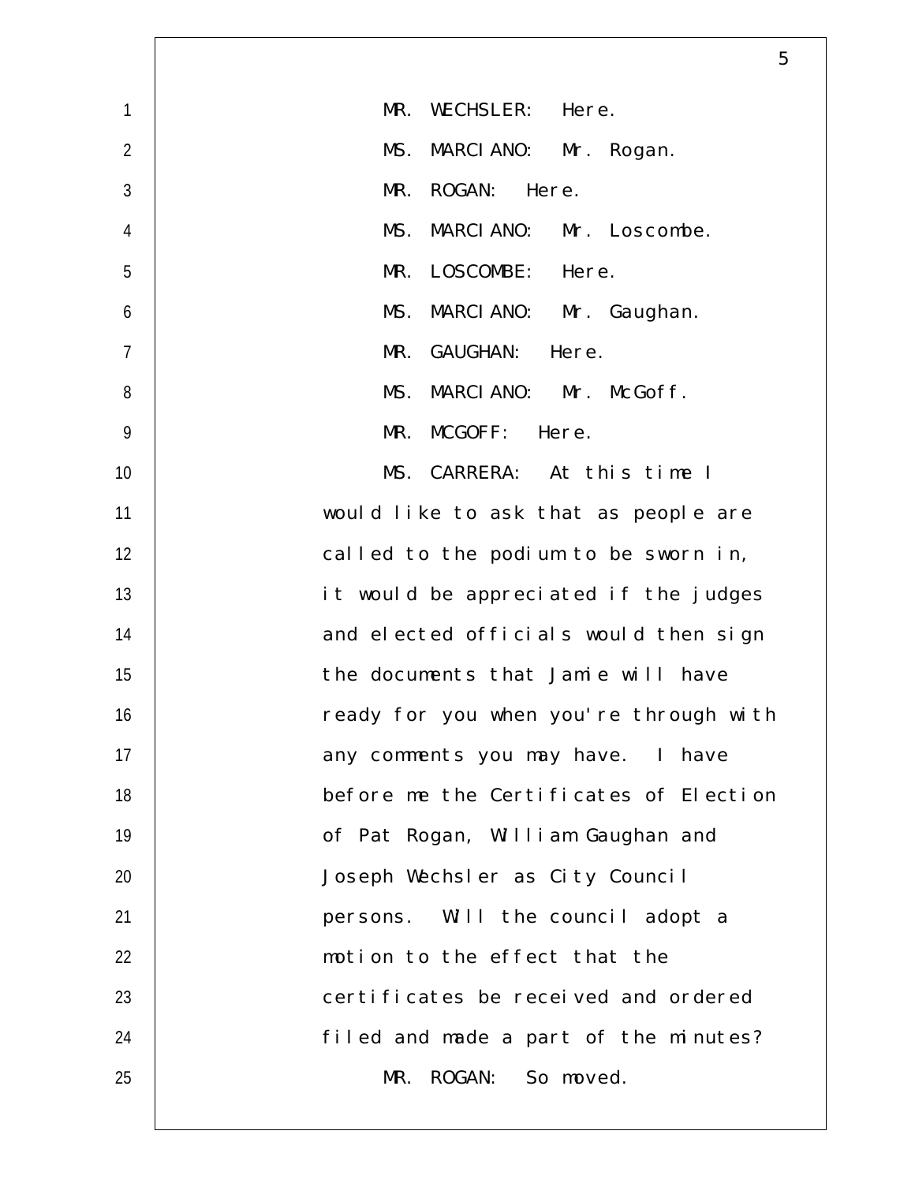MR. WECHSLER: Here.

MS. MARCIANO: Mr. Rogan.

MR. ROGAN: Here.

MS. MARCIANO: Mr. Loscombe.

MR. LOSCOMBE: Here.

MS. MARCIANO: Mr. Gaughan.

MR. GAUGHAN: Here.

MS. MARCIANO: Mr. McGoff.

MR. MCGOFF: Here.

MS. CARRERA: At this time I would like to ask that as people are called to the podium to be sworn in, it would be appreciated if the judges and elected officials would then sign the documents that Jamie will have ready for you when you're through with any comments you may have. I have before me the Certificates of Election of Pat Rogan, William Gaughan and Joseph Wechsler as City Council persons. Will the council adopt a motion to the effect that the certificates be received and ordered filed and made a part of the minutes?

MR. ROGAN: So moved.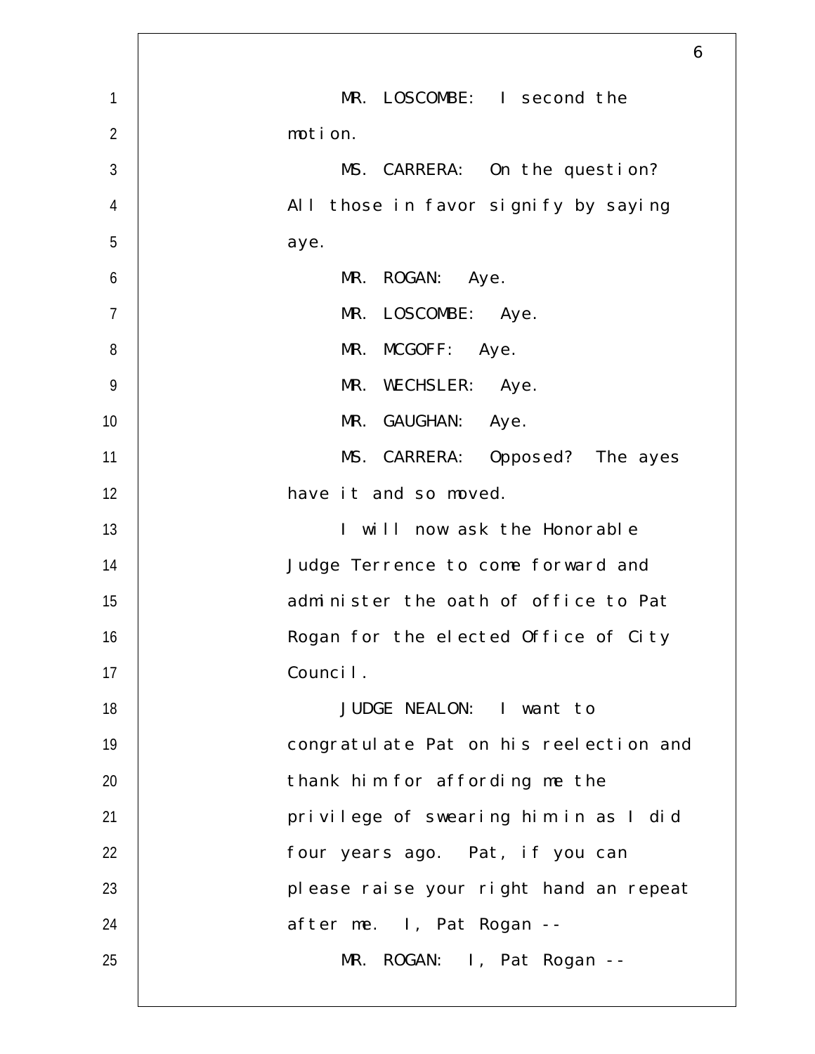MR. LOSCOMBE: I second the motion.

MS. CARRERA: On the question? All those in favor signify by saying aye.

MR. ROGAN: Aye.

MR. LOSCOMBE: Aye.

MR. MCGOFF: Aye.

MR. WECHSLER: Aye.

MR. GAUGHAN: Aye.

MS. CARRERA: Opposed? The ayes have it and so moved.

I will now ask the Honorable Judge Terrence to come forward and administer the oath of office to Pat Rogan for the elected Office of City Council.

JUDGE NEALON: I want to congratulate Pat on his reelection and thank him for affording me the privilege of swearing him in as I did four years ago. Pat, if you can please raise your right hand an repeat after me. I, Pat Rogan --

MR. ROGAN: I, Pat Rogan --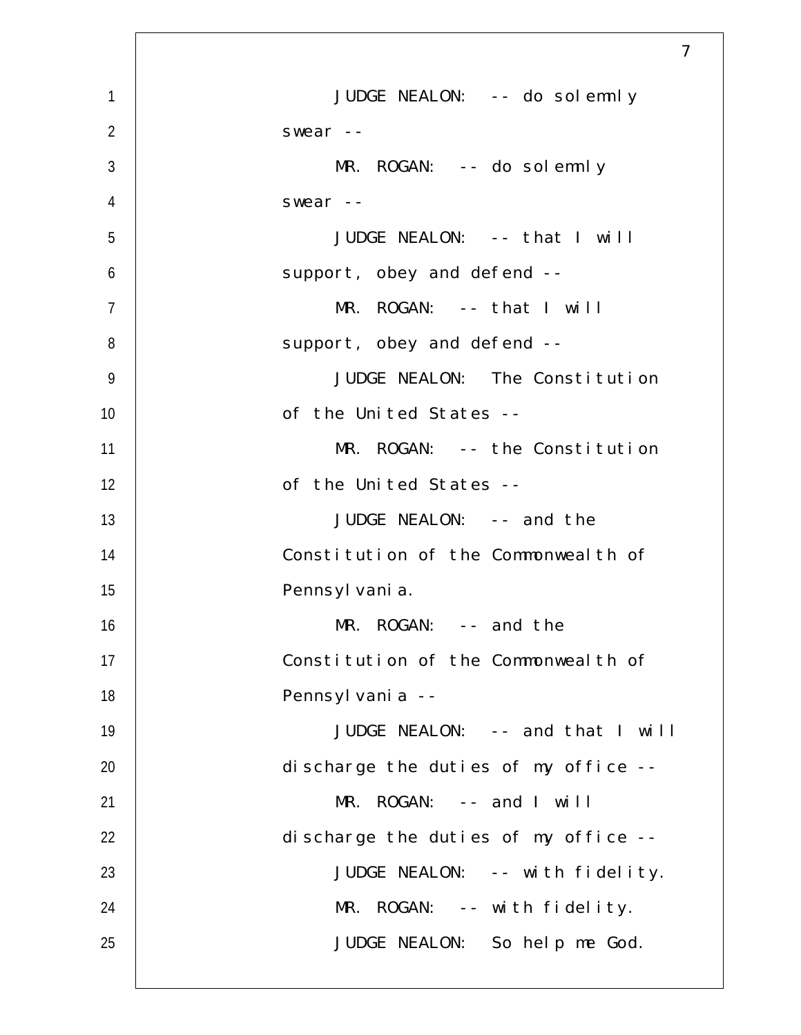JUDGE NEALON: -- do solemnly swear --

MR. ROGAN: -- do solemnly swear --

JUDGE NEALON: -- that I will support, obey and defend --

MR. ROGAN: -- that I will support, obey and defend --

JUDGE NEALON: The Constitution of the United States --

MR. ROGAN: -- the Constitution of the United States --

JUDGE NEALON: -- and the Constitution of the Commonwealth of Pennsylvania.

MR. ROGAN: -- and the Constitution of the Commonwealth of Pennsylvania --

JUDGE NEALON: -- and that I will discharge the duties of my office --

MR. ROGAN: -- and I will discharge the duties of my office --

JUDGE NEALON: -- with fidelity.

MR. ROGAN: -- with fidelity.

JUDGE NEALON: So help me God.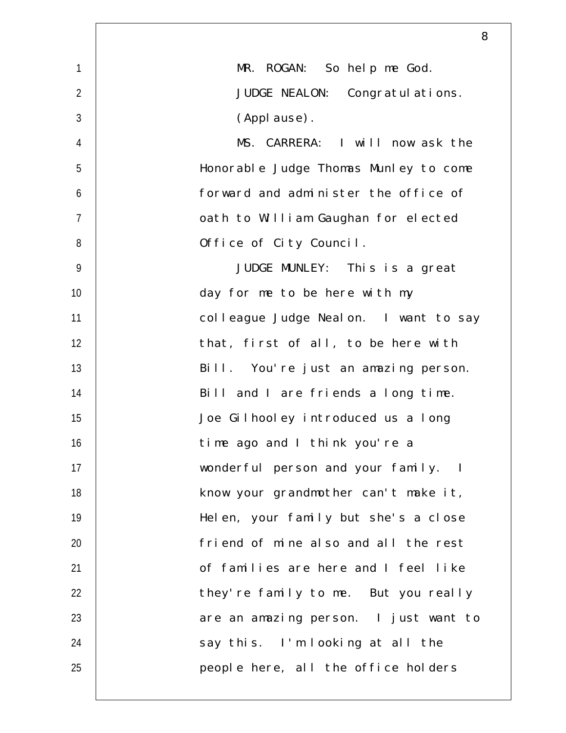MR. ROGAN: So help me God.

JUDGE NEALON: Congratulations.

(Applause).

MS. CARRERA: I will now ask the Honorable Judge Thomas Munley to come forward and administer the office of oath to William Gaughan for elected Office of City Council.

JUDGE MUNLEY: This is a great day for me to be here with my colleague Judge Nealon. I want to say that, first of all, to be here with Bill. You're just an amazing person. Bill and I are friends a long time. Joe Gilhooley introduced us a long time ago and I think you're a wonderful person and your family. I know your grandmother can't make it, Helen, your family but she's a close friend of mine also and all the rest of families are here and I feel like they're family to me. But you really are an amazing person. I just want to say this. I'm looking at all the people here, all the office holders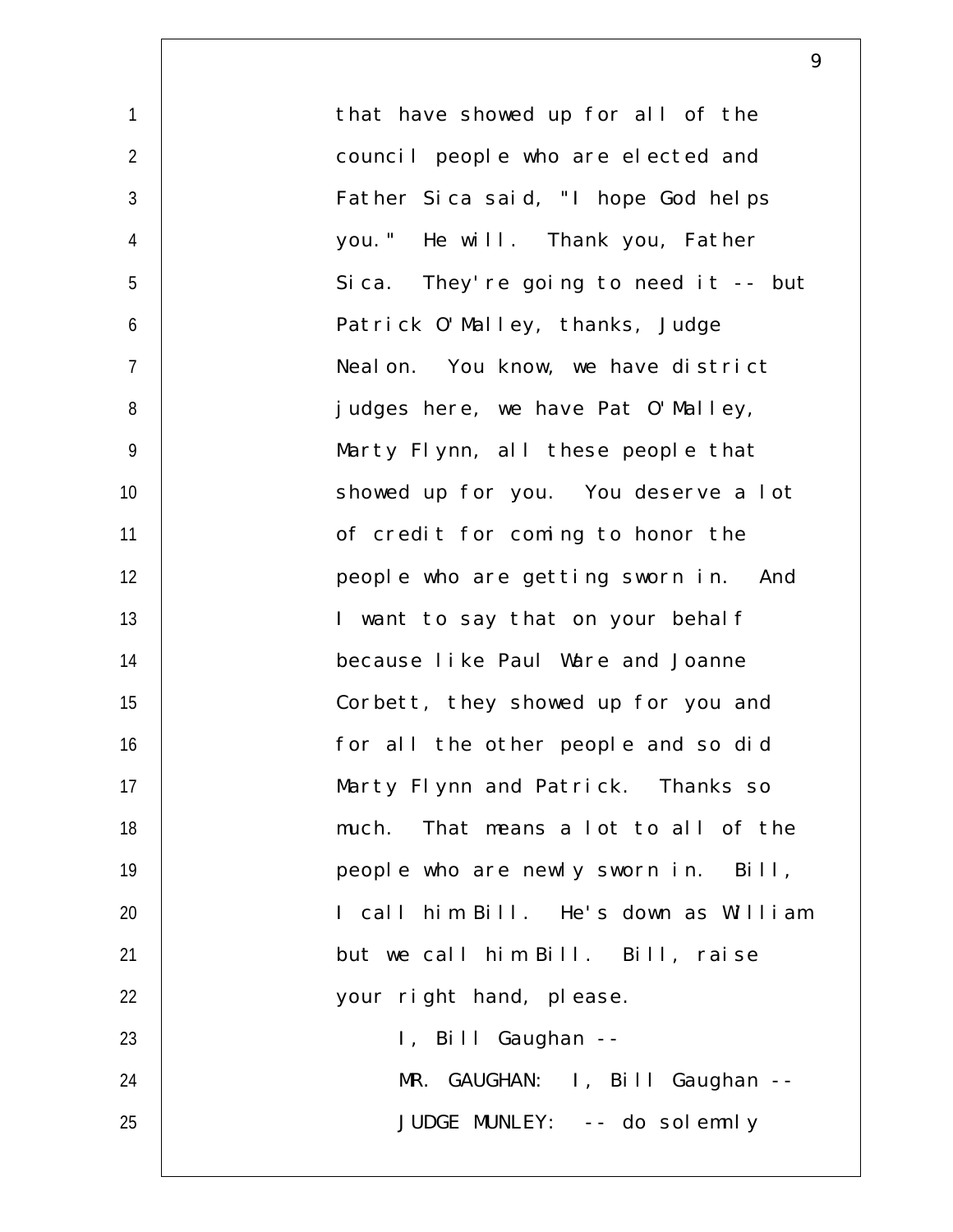that have showed up for all of the council people who are elected and Father Sica said, "I hope God helps you." He will. Thank you, Father Sica. They're going to need it -- but Patrick O'Malley, thanks, Judge Nealon. You know, we have district judges here, we have Pat O'Malley, Marty Flynn, all these people that showed up for you. You deserve a lot of credit for coming to honor the people who are getting sworn in. And I want to say that on your behalf because like Paul Ware and Joanne Corbett, they showed up for you and for all the other people and so did Marty Flynn and Patrick. Thanks so much. That means a lot to all of the people who are newly sworn in. Bill, I call him Bill. He's down as William but we call him Bill. Bill, raise your right hand, please.

I, Bill Gaughan --

MR. GAUGHAN: I, Bill Gaughan --

JUDGE MUNLEY: -- do solemnly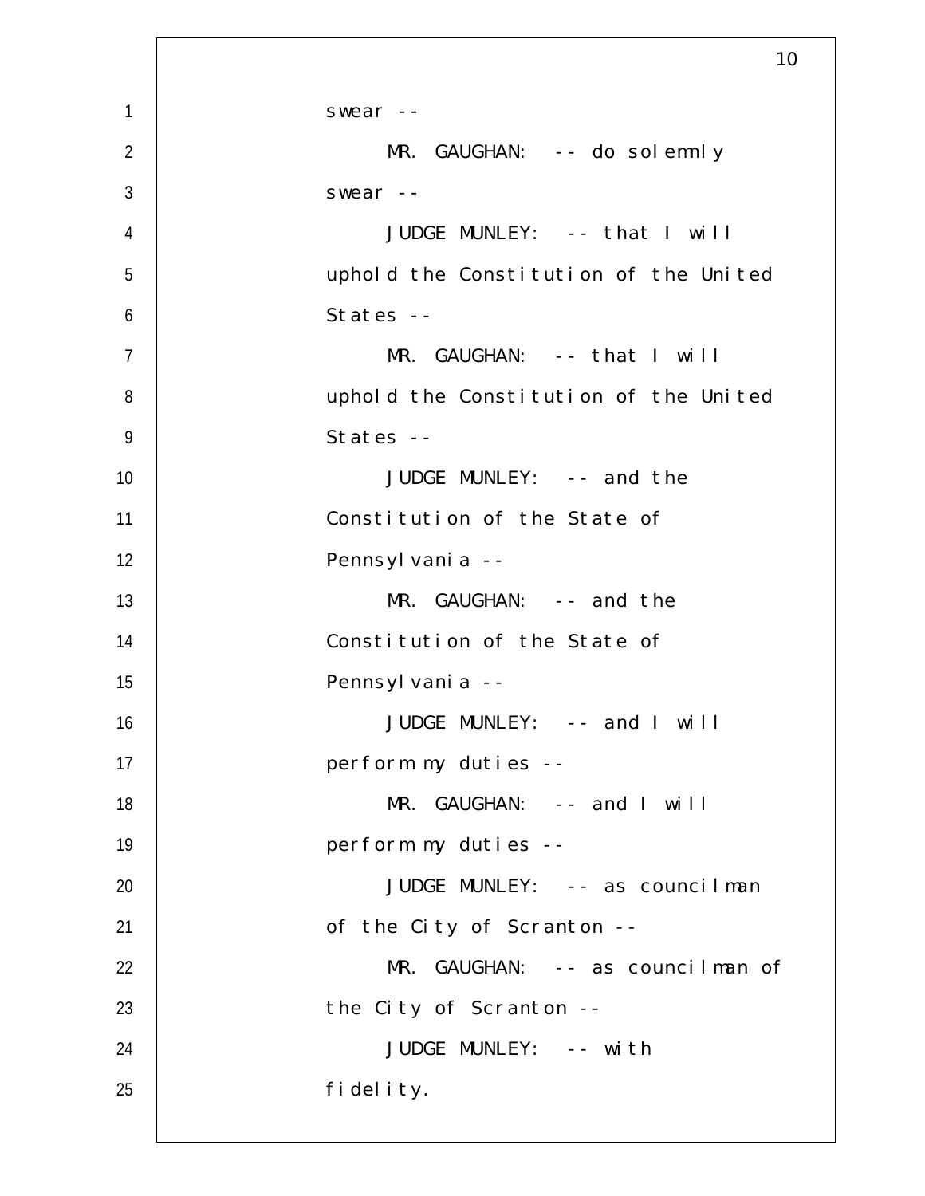swear --

MR. GAUGHAN: -- do solemnly swear --

JUDGE MUNLEY: -- that I will uphold the Constitution of the United States --

MR. GAUGHAN: -- that I will uphold the Constitution of the United States --

JUDGE MUNLEY: -- and the Constitution of the State of Pennsylvania --

MR. GAUGHAN: -- and the Constitution of the State of Pennsylvania --

JUDGE MUNLEY: -- and I will perform my duties --

MR. GAUGHAN: -- and I will perform my duties --

JUDGE MUNLEY: -- as councilman of the City of Scranton --

MR. GAUGHAN: -- as councilman of the City of Scranton --

JUDGE MUNLEY: -- with fidelity.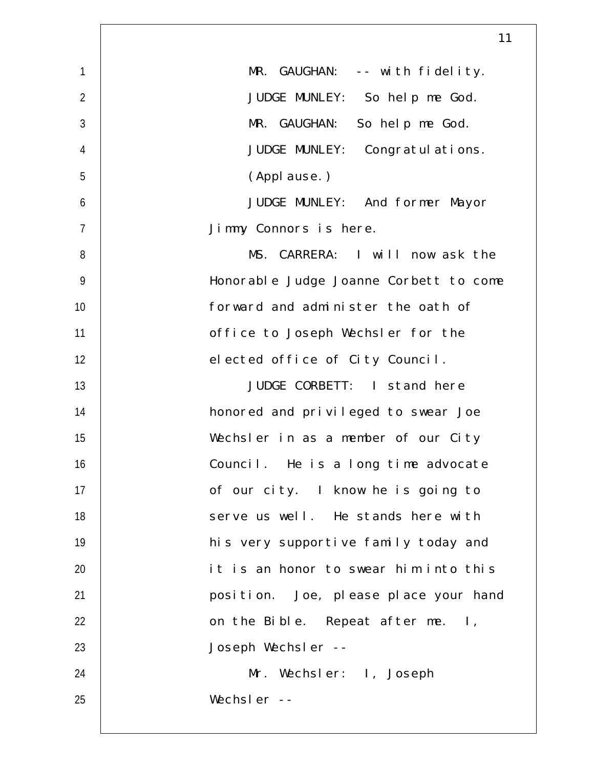MR. GAUGHAN: -- with fidelity.

JUDGE MUNLEY: So help me God.

MR. GAUGHAN: So help me God.

JUDGE MUNLEY: Congratulations.

(Applause.)

JUDGE MUNLEY: And former Mayor Jimmy Connors is here.

MS. CARRERA: I will now ask the Honorable Judge Joanne Corbett to come forward and administer the oath of office to Joseph Wechsler for the elected office of City Council.

JUDGE CORBETT: I stand here honored and privileged to swear Joe Wechsler in as a member of our City Council. He is a long time advocate of our city. I know he is going to serve us well. He stands here with his very supportive family today and it is an honor to swear him into this position. Joe, please place your hand on the Bible. Repeat after me. I, Joseph Wechsler --

Mr. Wechsler: I, Joseph Wechsler --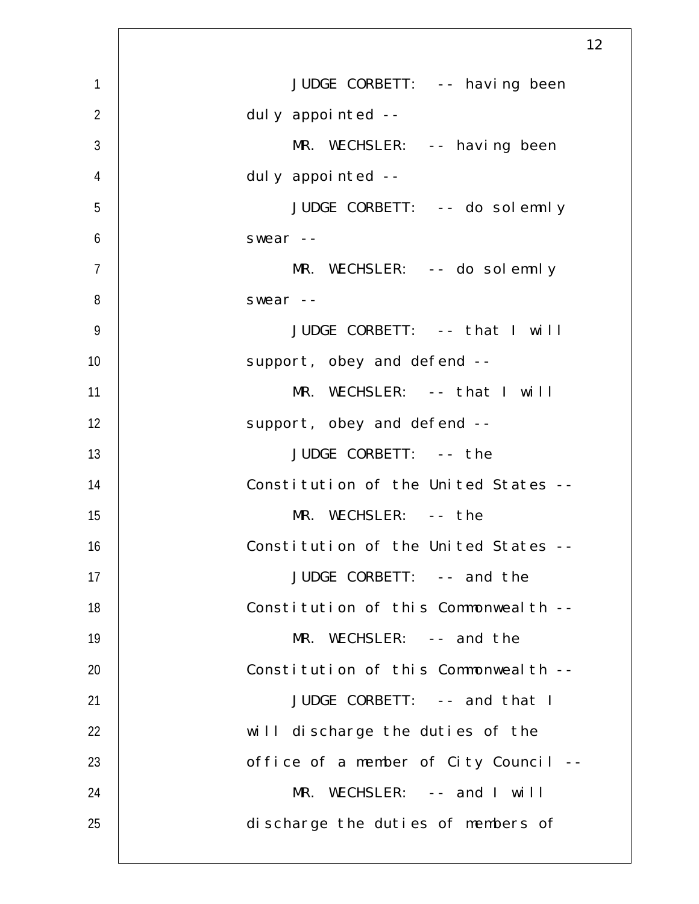JUDGE CORBETT: -- having been duly appointed --

MR. WECHSLER: -- having been duly appointed --

JUDGE CORBETT: -- do solemnly swear --

MR. WECHSLER: -- do solemnly swear --

JUDGE CORBETT: -- that I will support, obey and defend --

MR. WECHSLER: -- that I will support, obey and defend --

JUDGE CORBETT: -- the Constitution of the United States --

MR. WECHSLER: -- the Constitution of the United States --

JUDGE CORBETT: -- and the Constitution of this Commonwealth --

MR. WECHSLER: -- and the Constitution of this Commonwealth --

JUDGE CORBETT: -- and that I will discharge the duties of the office of a member of City Council --

MR. WECHSLER: -- and I will discharge the duties of members of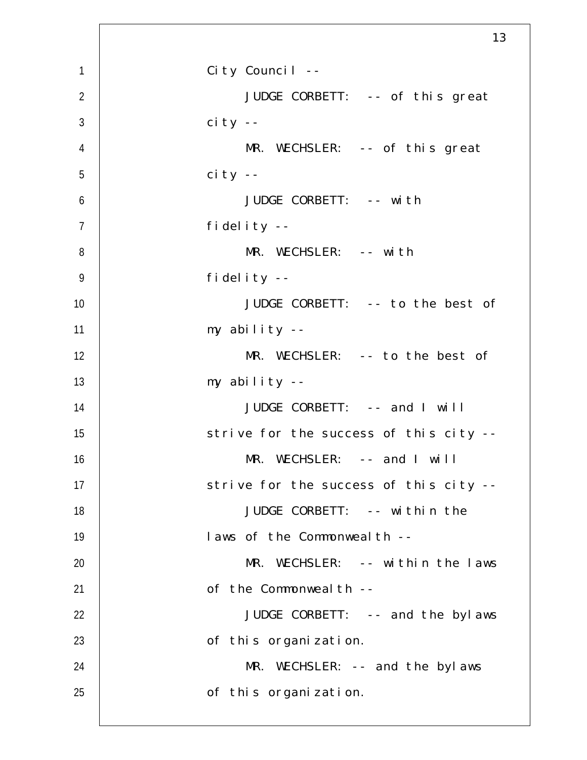City Council --

JUDGE CORBETT: -- of this great city --

MR. WECHSLER: -- of this great city --

JUDGE CORBETT: -- with fidelity --

MR. WECHSLER: -- with fidelity --

JUDGE CORBETT: -- to the best of my ability --

MR. WECHSLER: -- to the best of my ability --

JUDGE CORBETT: -- and I will strive for the success of this city --

MR. WECHSLER: -- and I will strive for the success of this city --

JUDGE CORBETT: -- within the laws of the Commonwealth --

MR. WECHSLER: -- within the laws of the Commonwealth --

JUDGE CORBETT: -- and the bylaws of this organization.

MR. WECHSLER: -- and the bylaws of this organization.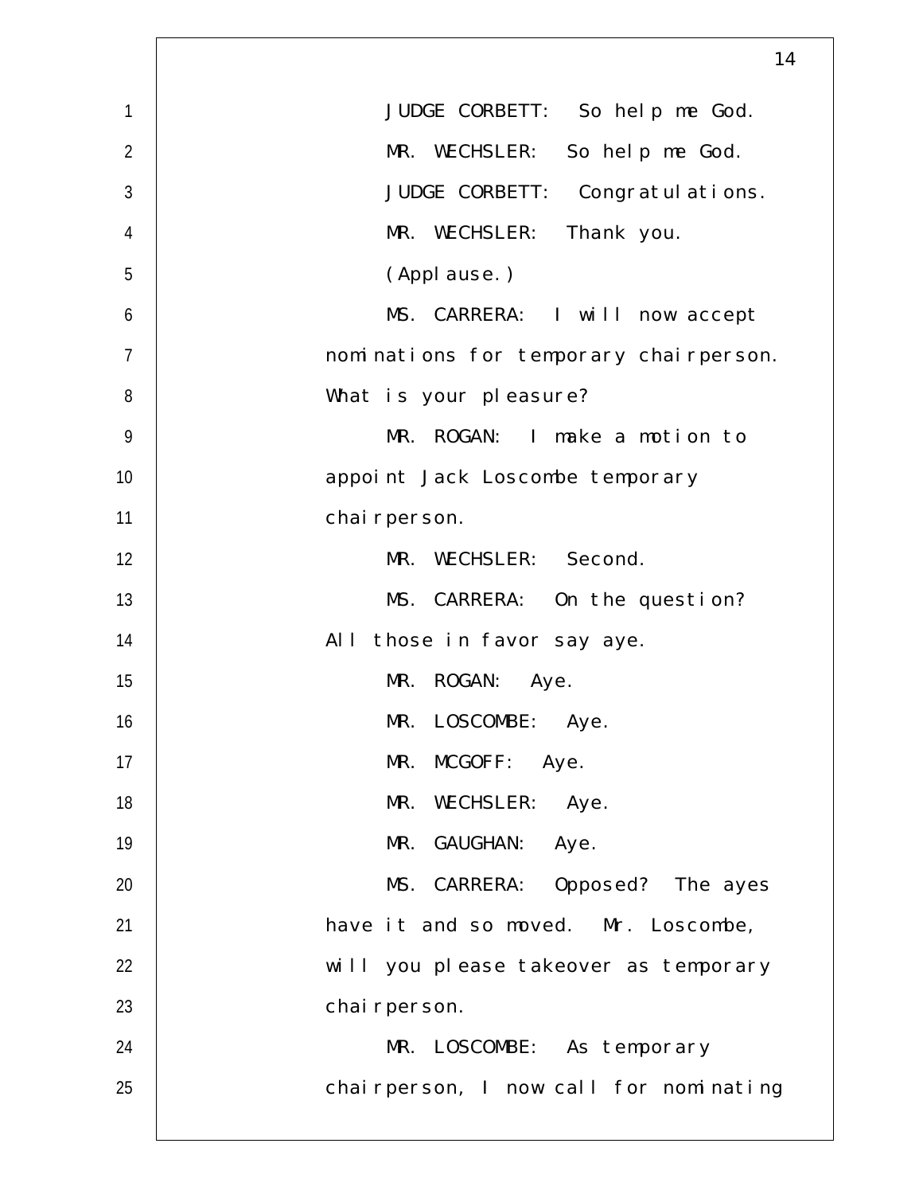JUDGE CORBETT: So help me God.

MR. WECHSLER: So help me God.

JUDGE CORBETT: Congratulations.

MR. WECHSLER: Thank you.

(Applause.)

MS. CARRERA: I will now accept nominations for temporary chairperson. What is your pleasure?

MR. ROGAN: I make a motion to appoint Jack Loscombe temporary chairperson.

MR. WECHSLER: Second.

MS. CARRERA: On the question? All those in favor say aye.

MR. ROGAN: Aye.

MR. LOSCOMBE: Aye.

MR. MCGOFF: Aye.

MR. WECHSLER: Aye.

MR. GAUGHAN: Aye.

MS. CARRERA: Opposed? The ayes have it and so moved. Mr. Loscombe, will you please takeover as temporary chairperson.

MR. LOSCOMBE: As temporary chairperson, I now call for nominating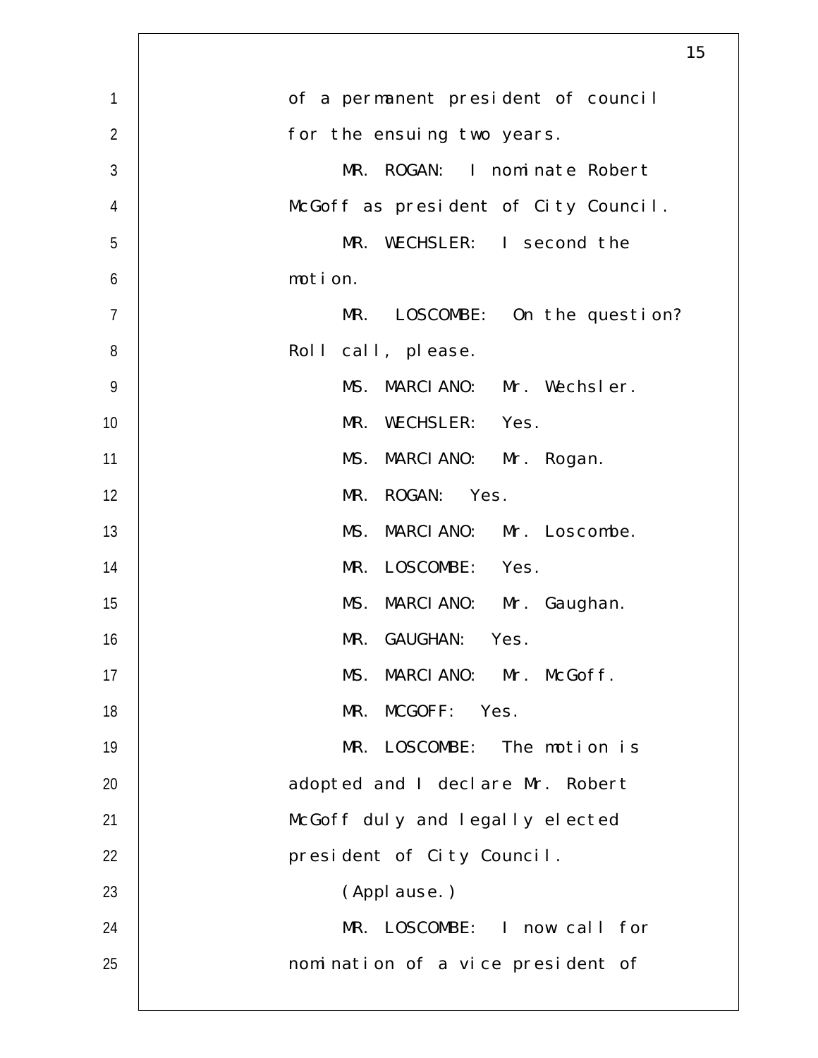of a permanent president of council for the ensuing two years.

MR. ROGAN: I nominate Robert McGoff as president of City Council.

MR. WECHSLER: I second the motion.

MR. LOSCOMBE: On the question? Roll call, please.

MS. MARCIANO: Mr. Wechsler.

MR. WECHSLER: Yes.

MS. MARCIANO: Mr. Rogan.

MR. ROGAN: Yes.

MS. MARCIANO: Mr. Loscombe.

MR. LOSCOMBE: Yes.

MS. MARCIANO: Mr. Gaughan.

MR. GAUGHAN: Yes.

MS. MARCIANO: Mr. McGoff.

MR. MCGOFF: Yes.

MR. LOSCOMBE: The motion is adopted and I declare Mr. Robert McGoff duly and legally elected president of City Council.

(Applause.)

MR. LOSCOMBE: I now call for nomination of a vice president of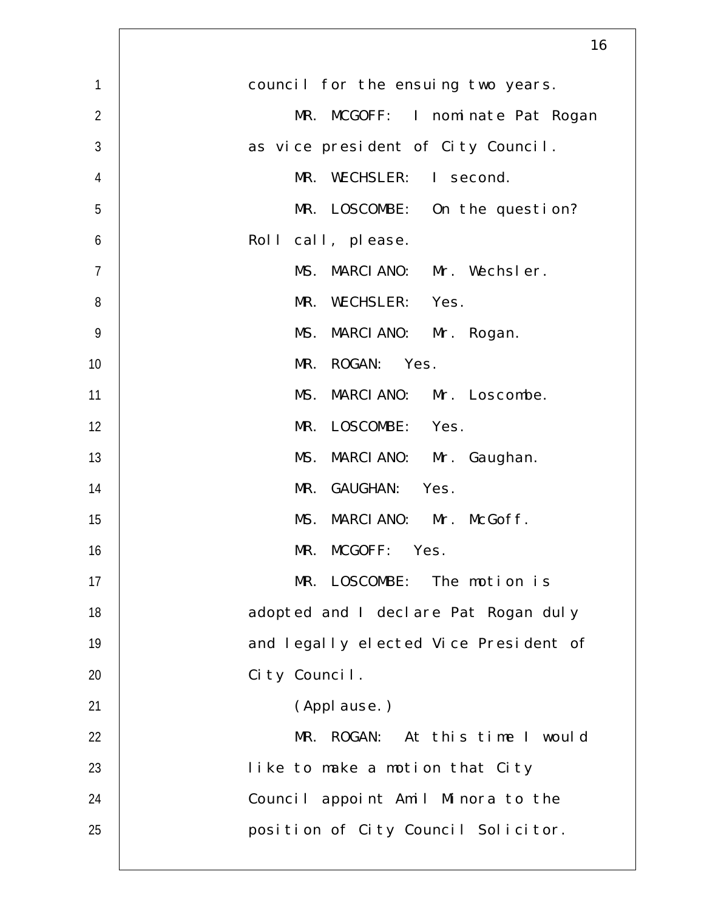council for the ensuing two years.

MR. MCGOFF: I nominate Pat Rogan as vice president of City Council.

MR. WECHSLER: I second.

MR. LOSCOMBE: On the question? Roll call, please.

MS. MARCIANO: Mr. Wechsler.

MR. WECHSLER: Yes.

MS. MARCIANO: Mr. Rogan.

MR. ROGAN: Yes.

MS. MARCIANO: Mr. Loscombe.

MR. LOSCOMBE: Yes.

MS. MARCIANO: Mr. Gaughan.

MR. GAUGHAN: Yes.

MS. MARCIANO: Mr. McGoff.

MR. MCGOFF: Yes.

MR. LOSCOMBE: The motion is adopted and I declare Pat Rogan duly and legally elected Vice President of City Council.

(Applause.)

MR. ROGAN: At this time I would like to make a motion that City Council appoint Amil Minora to the position of City Council Solicitor.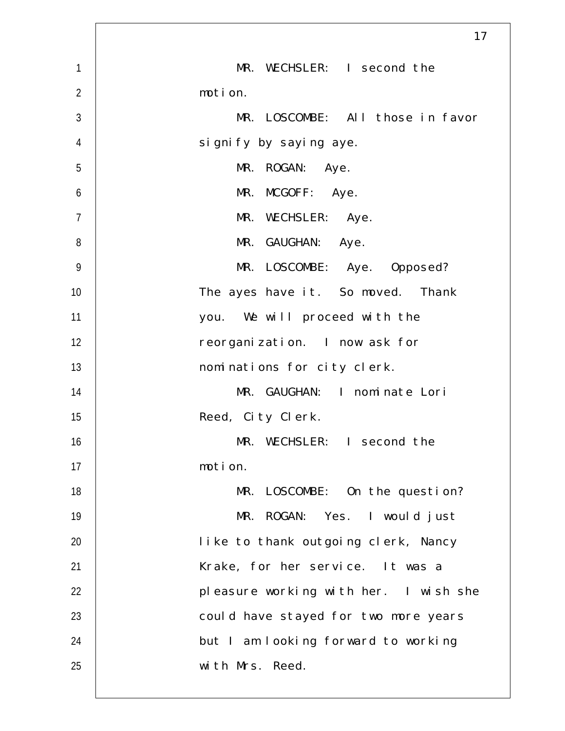MR. WECHSLER: I second the motion.

MR. LOSCOMBE: All those in favor signify by saying aye.

MR. ROGAN: Aye.

MR. MCGOFF: Aye.

MR. WECHSLER: Aye.

MR. GAUGHAN: Aye.

MR. LOSCOMBE: Aye. Opposed? The ayes have it. So moved. Thank you. We will proceed with the reorganization. I now ask for nominations for city clerk.

MR. GAUGHAN: I nominate Lori Reed, City Clerk.

MR. WECHSLER: I second the motion.

MR. LOSCOMBE: On the question?

MR. ROGAN: Yes. I would just like to thank outgoing clerk, Nancy Krake, for her service. It was a pleasure working with her. I wish she could have stayed for two more years but I am looking forward to working with Mrs. Reed.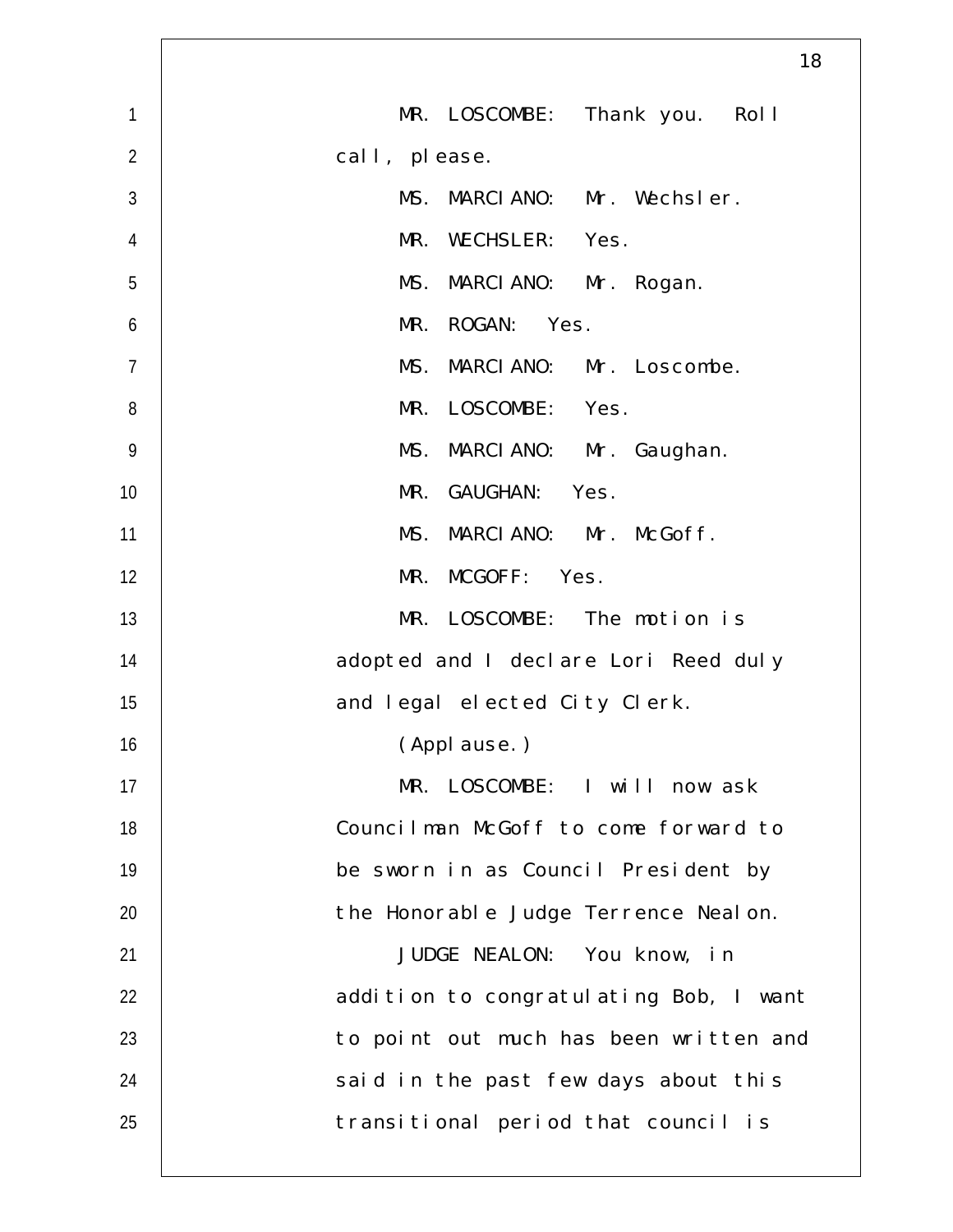MR. LOSCOMBE: Thank you. Roll call, please.

MS. MARCIANO: Mr. Wechsler.

MR. WECHSLER: Yes.

MS. MARCIANO: Mr. Rogan.

MR. ROGAN: Yes.

MS. MARCIANO: Mr. Loscombe.

MR. LOSCOMBE: Yes.

MS. MARCIANO: Mr. Gaughan.

MR. GAUGHAN: Yes.

MS. MARCIANO: Mr. McGoff.

MR. MCGOFF: Yes.

MR. LOSCOMBE: The motion is adopted and I declare Lori Reed duly and legal elected City Clerk.

(Applause.)

MR. LOSCOMBE: I will now ask Councilman McGoff to come forward to be sworn in as Council President by the Honorable Judge Terrence Nealon.

JUDGE NEALON: You know, in addition to congratulating Bob, I want to point out much has been written and said in the past few days about this transitional period that council is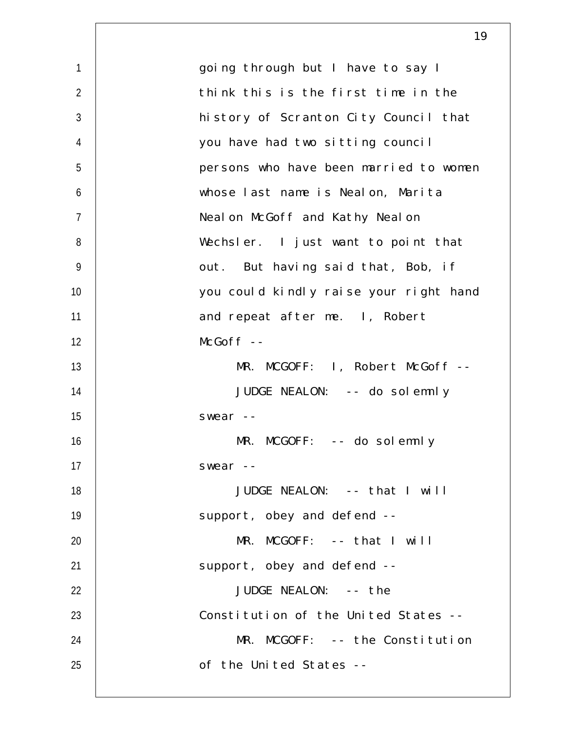going through but I have to say I think this is the first time in the history of Scranton City Council that you have had two sitting council persons who have been married to women whose last name is Nealon, Marita Nealon McGoff and Kathy Nealon Wechsler. I just want to point that out. But having said that, Bob, if you could kindly raise your right hand and repeat after me. I, Robert McGoff --

MR. MCGOFF: I, Robert McGoff --

JUDGE NEALON: -- do solemnly swear --

MR. MCGOFF: -- do solemnly swear --

JUDGE NEALON: -- that I will support, obey and defend --

MR. MCGOFF: -- that I will support, obey and defend --

JUDGE NEALON: -- the Constitution of the United States --

MR. MCGOFF: -- the Constitution of the United States --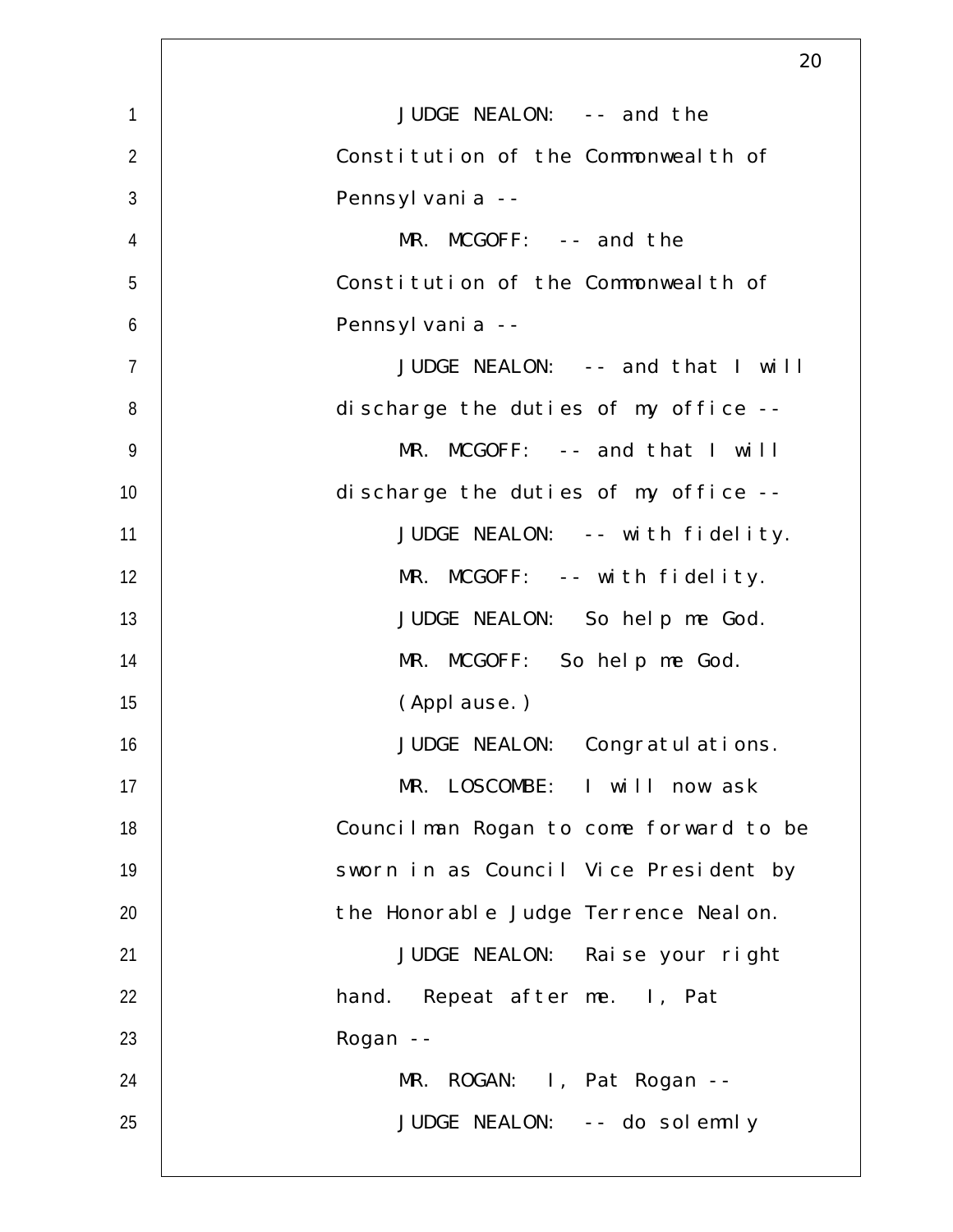JUDGE NEALON: -- and the Constitution of the Commonwealth of Pennsylvania --

MR. MCGOFF: -- and the Constitution of the Commonwealth of Pennsylvania --

JUDGE NEALON: -- and that I will discharge the duties of my office --

MR. MCGOFF: -- and that I will discharge the duties of my office --

JUDGE NEALON: -- with fidelity.

MR. MCGOFF: -- with fidelity.

JUDGE NEALON: So help me God.

MR. MCGOFF: So help me God.

(Applause.)

JUDGE NEALON: Congratulations.

MR. LOSCOMBE: I will now ask Councilman Rogan to come forward to be sworn in as Council Vice President by the Honorable Judge Terrence Nealon.

JUDGE NEALON: Raise your right hand. Repeat after me. I, Pat Rogan --

MR. ROGAN: I, Pat Rogan --

JUDGE NEALON: -- do solemnly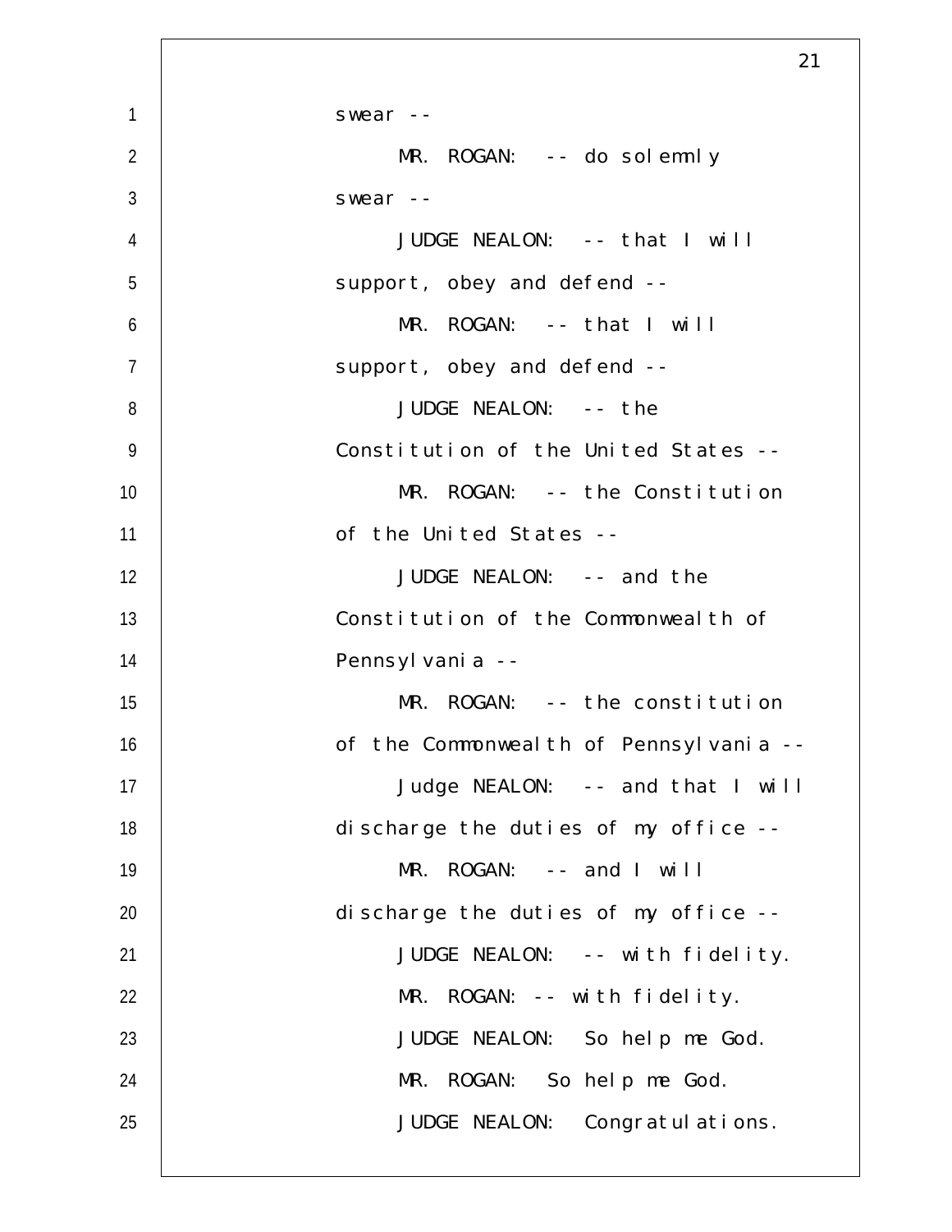swear --

MR. ROGAN: -- do solemnly swear --

JUDGE NEALON: -- that I will support, obey and defend --

MR. ROGAN: -- that I will support, obey and defend --

JUDGE NEALON: -- the Constitution of the United States --

MR. ROGAN: -- the Constitution of the United States --

JUDGE NEALON: -- and the Constitution of the Commonwealth of Pennsylvania --

MR. ROGAN: -- the constitution of the Commonwealth of Pennsylvania --

Judge NEALON: -- and that I will discharge the duties of my office --

MR. ROGAN: -- and I will discharge the duties of my office --

JUDGE NEALON: -- with fidelity.

MR. ROGAN: -- with fidelity.

JUDGE NEALON: So help me God.

MR. ROGAN: So help me God.

JUDGE NEALON: Congratulations.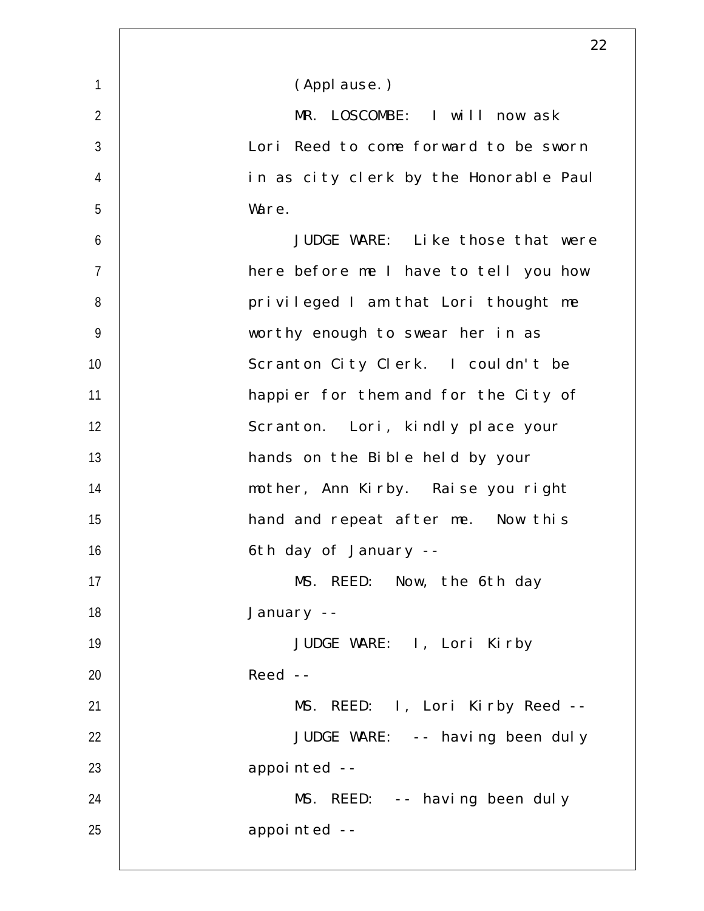(Applause.)

MR. LOSCOMBE: I will now ask Lori Reed to come forward to be sworn in as city clerk by the Honorable Paul Ware.

JUDGE WARE: Like those that were here before me I have to tell you how privileged I am that Lori thought me worthy enough to swear her in as Scranton City Clerk. I couldn't be happier for them and for the City of Scranton. Lori, kindly place your hands on the Bible held by your mother, Ann Kirby. Raise you right hand and repeat after me. Now this 6th day of January --

MS. REED: Now, the 6th day January --

JUDGE WARE: I, Lori Kirby Reed --

MS. REED: I, Lori Kirby Reed --

JUDGE WARE: -- having been duly appointed --

MS. REED: -- having been duly appointed --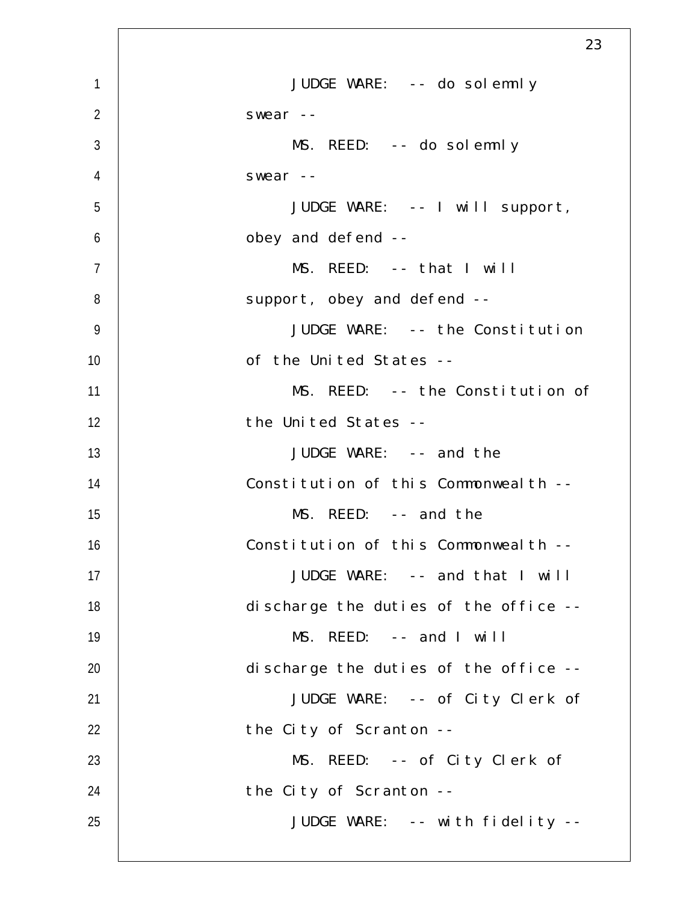JUDGE WARE: -- do solemnly swear --

MS. REED: -- do solemnly swear --

JUDGE WARE: -- I will support, obey and defend --

MS. REED: -- that I will support, obey and defend --

JUDGE WARE: -- the Constitution of the United States --

MS. REED: -- the Constitution of the United States --

JUDGE WARE: -- and the Constitution of this Commonwealth --

MS. REED: -- and the Constitution of this Commonwealth --

JUDGE WARE: -- and that I will discharge the duties of the office --

MS. REED: -- and I will discharge the duties of the office --

JUDGE WARE: -- of City Clerk of the City of Scranton --

MS. REED: -- of City Clerk of the City of Scranton --

JUDGE WARE: -- with fidelity --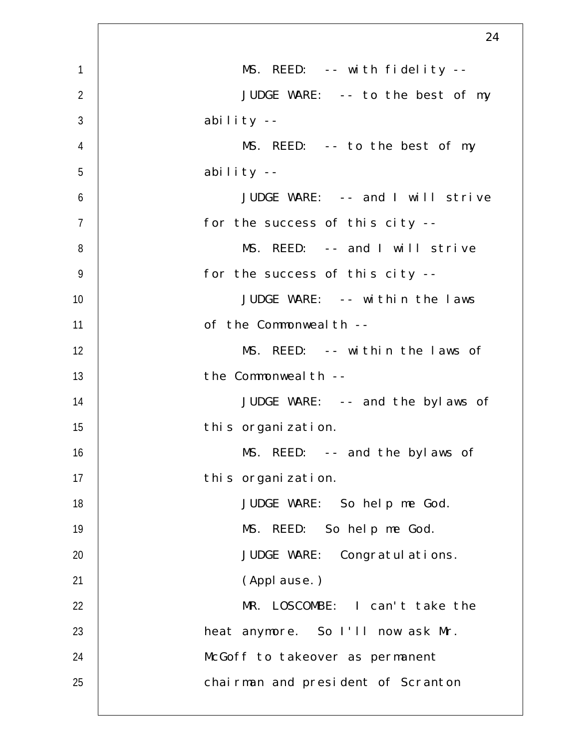MS. REED: -- with fidelity --

JUDGE WARE: -- to the best of my ability --

MS. REED: -- to the best of my ability --

JUDGE WARE: -- and I will strive for the success of this city --

MS. REED: -- and I will strive for the success of this city --

JUDGE WARE: -- within the laws of the Commonwealth --

MS. REED: -- within the laws of the Commonwealth --

JUDGE WARE: -- and the bylaws of this organization.

MS. REED: -- and the bylaws of this organization.

JUDGE WARE: So help me God.

MS. REED: So help me God.

JUDGE WARE: Congratulations.

(Applause.)

MR. LOSCOMBE: I can't take the heat anymore. So I'll now ask Mr. McGoff to takeover as permanent chairman and president of Scranton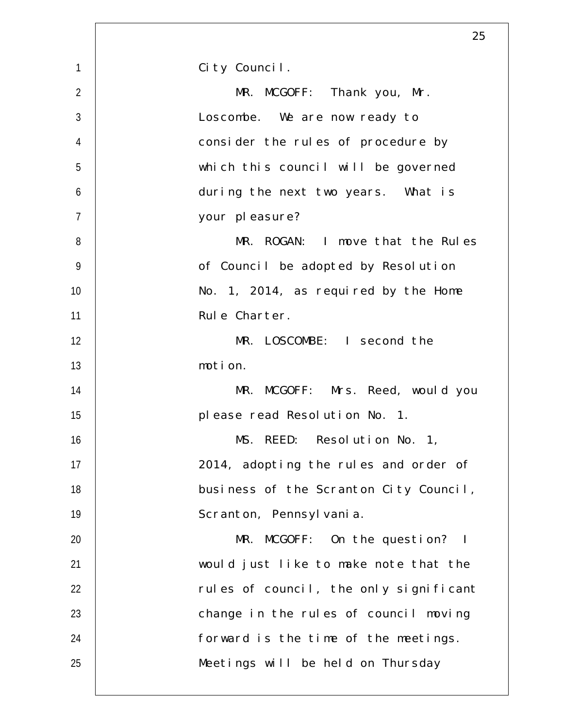City Council.

MR. MCGOFF: Thank you, Mr. Loscombe. We are now ready to consider the rules of procedure by which this council will be governed during the next two years. What is your pleasure?

MR. ROGAN: I move that the Rules of Council be adopted by Resolution No. 1, 2014, as required by the Home Rule Charter.

MR. LOSCOMBE: I second the motion.

MR. MCGOFF: Mrs. Reed, would you please read Resolution No. 1.

MS. REED: Resolution No. 1, 2014, adopting the rules and order of business of the Scranton City Council, Scranton, Pennsylvania.

MR. MCGOFF: On the question? I would just like to make note that the rules of council, the only significant change in the rules of council moving forward is the time of the meetings. Meetings will be held on Thursday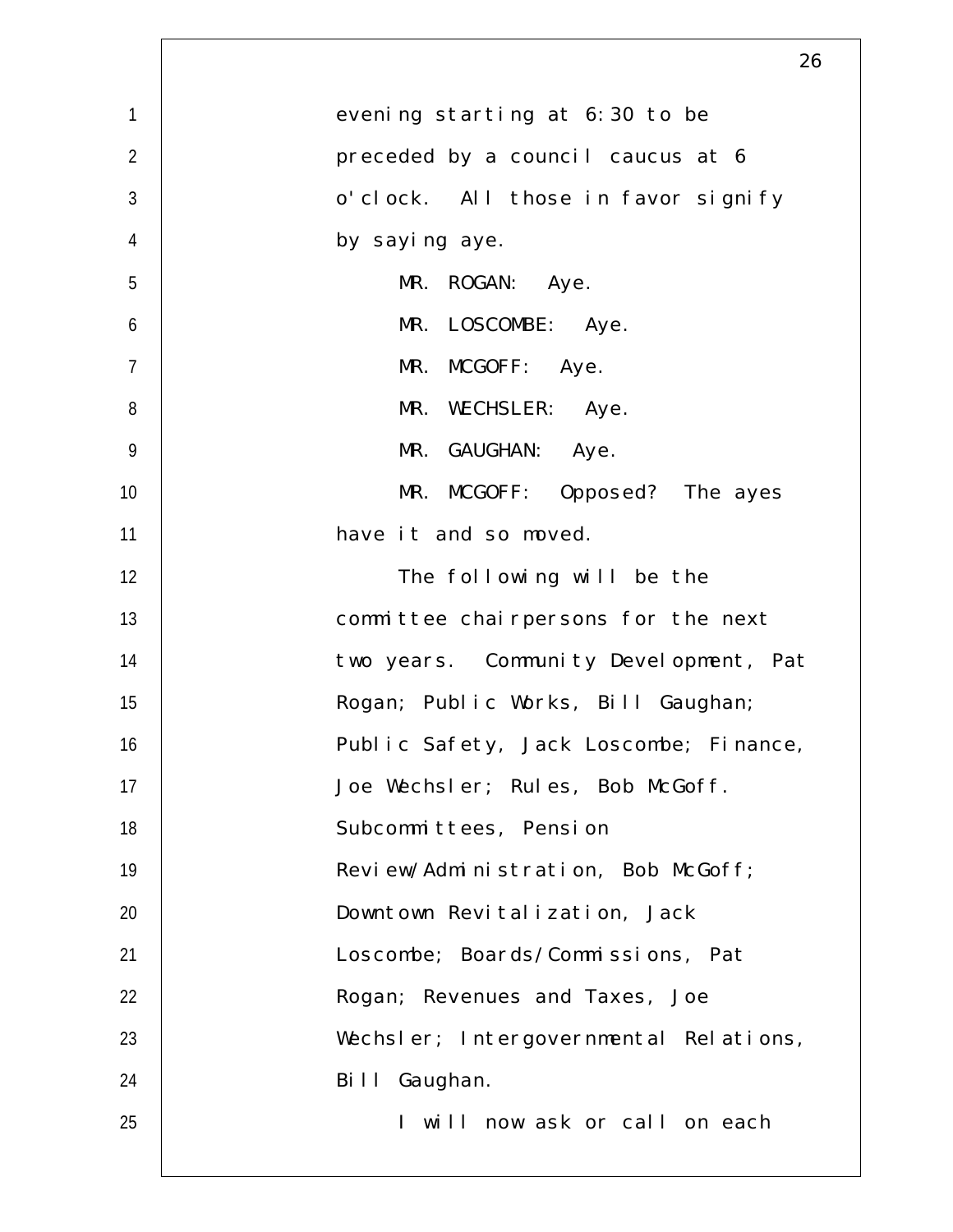evening starting at 6:30 to be preceded by a council caucus at 6 o'clock. All those in favor signify by saying aye.

MR. ROGAN: Aye.

MR. LOSCOMBE: Aye.

MR. MCGOFF: Aye.

MR. WECHSLER: Aye.

MR. GAUGHAN: Aye.

MR. MCGOFF: Opposed? The ayes have it and so moved.

The following will be the committee chairpersons for the next two years. Community Development, Pat Rogan; Public Works, Bill Gaughan; Public Safety, Jack Loscombe; Finance, Joe Wechsler; Rules, Bob McGoff. Subcommittees, Pension Review/Administration, Bob McGoff; Downtown Revitalization, Jack Loscombe; Boards/Commissions, Pat Rogan; Revenues and Taxes, Joe Wechsler; Intergovernmental Relations, Bill Gaughan.

I will now ask or call on each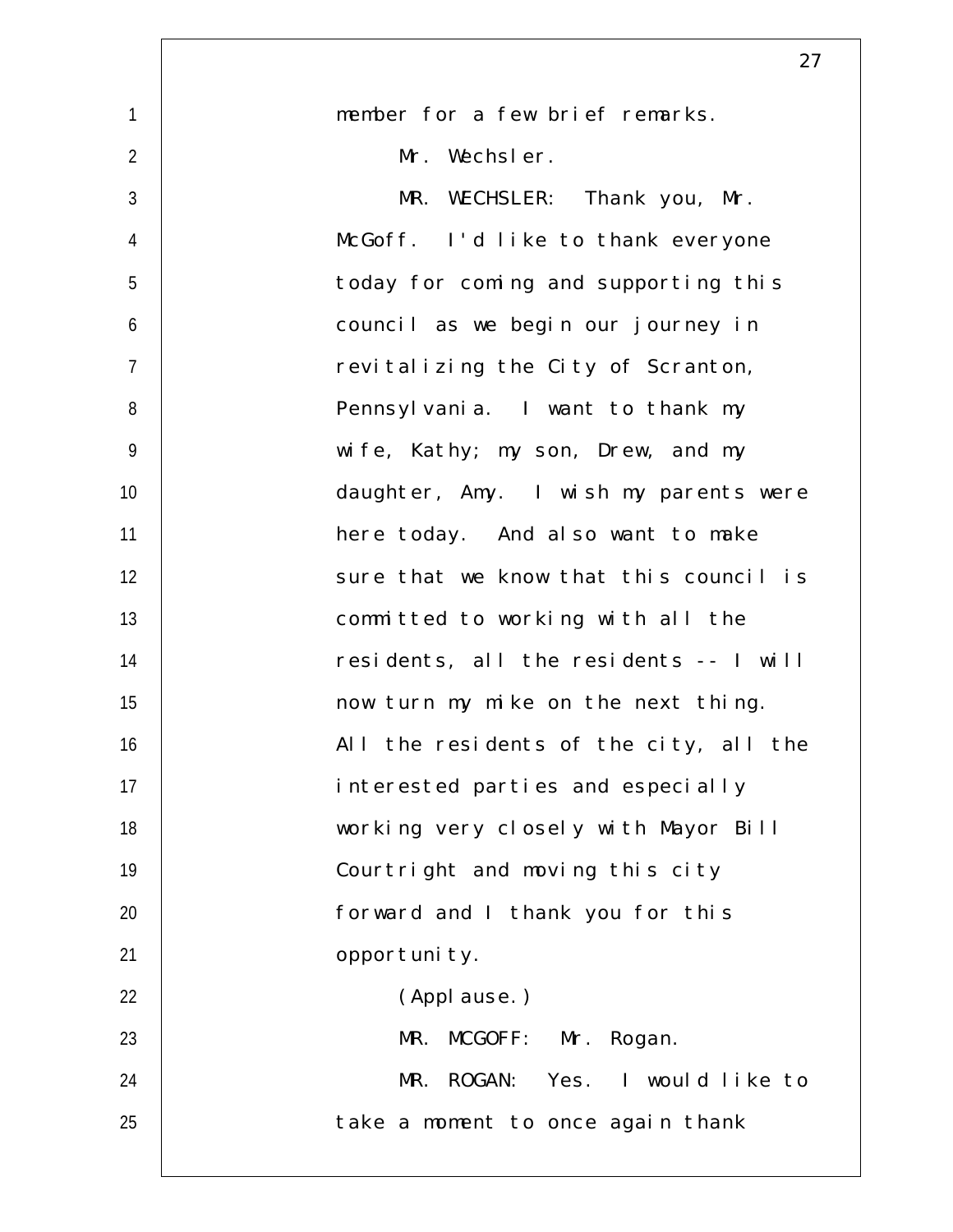member for a few brief remarks.

Mr. Wechsler.

MR. WECHSLER: Thank you, Mr. McGoff. I'd like to thank everyone today for coming and supporting this council as we begin our journey in revitalizing the City of Scranton, Pennsylvania. I want to thank my wife, Kathy; my son, Drew, and my daughter, Amy. I wish my parents were here today. And also want to make sure that we know that this council is committed to working with all the residents, all the residents -- I will now turn my mike on the next thing. All the residents of the city, all the interested parties and especially working very closely with Mayor Bill Courtright and moving this city forward and I thank you for this opportunity.

(Applause.)

MR. MCGOFF: Mr. Rogan.

MR. ROGAN: Yes. I would like to take a moment to once again thank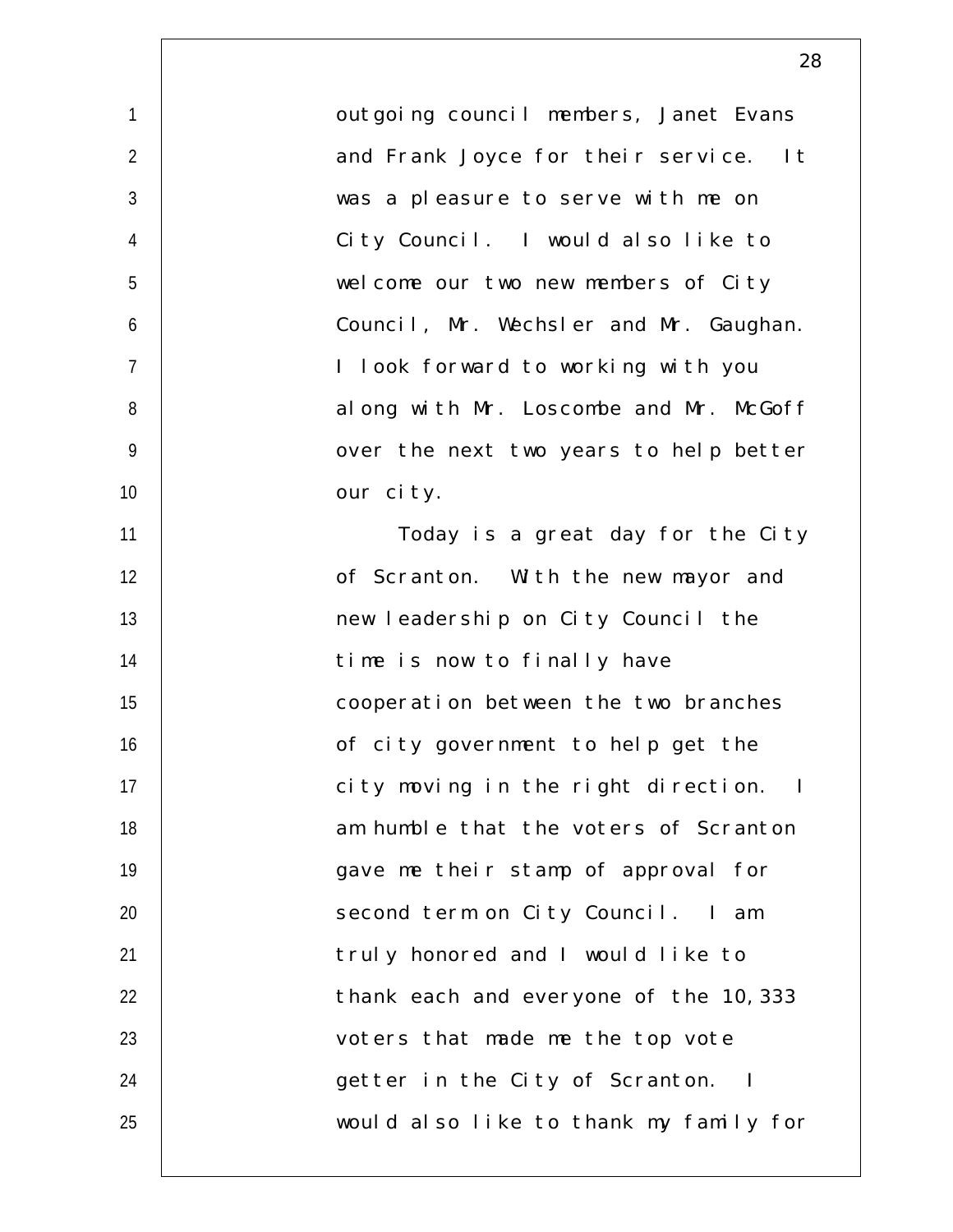outgoing council members, Janet Evans and Frank Joyce for their service. It was a pleasure to serve with me on City Council. I would also like to welcome our two new members of City Council, Mr. Wechsler and Mr. Gaughan. I look forward to working with you along with Mr. Loscombe and Mr. McGoff over the next two years to help better our city.

Today is a great day for the City of Scranton. With the new mayor and new leadership on City Council the time is now to finally have cooperation between the two branches of city government to help get the city moving in the right direction. I am humble that the voters of Scranton gave me their stamp of approval for second term on City Council. I am truly honored and I would like to thank each and everyone of the 10,333 voters that made me the top vote getter in the City of Scranton. I would also like to thank my family for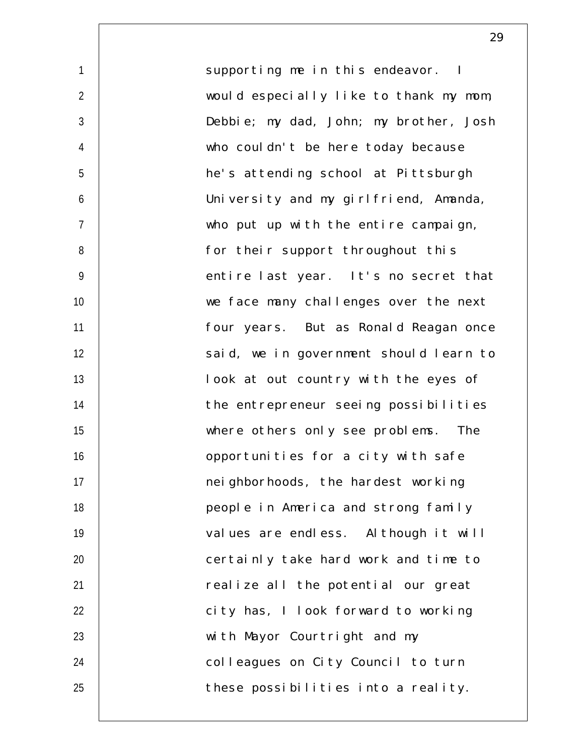supporting me in this endeavor. I would especially like to thank my mom, Debbie; my dad, John; my brother, Josh who couldn't be here today because he's attending school at Pittsburgh University and my girlfriend, Amanda, who put up with the entire campaign, for their support throughout this entire last year. It's no secret that we face many challenges over the next four years. But as Ronald Reagan once said, we in government should learn to look at out country with the eyes of the entrepreneur seeing possibilities where others only see problems. The opportunities for a city with safe neighborhoods, the hardest working people in America and strong family values are endless. Although it will certainly take hard work and time to realize all the potential our great city has, I look forward to working with Mayor Courtright and my colleagues on City Council to turn these possibilities into a reality.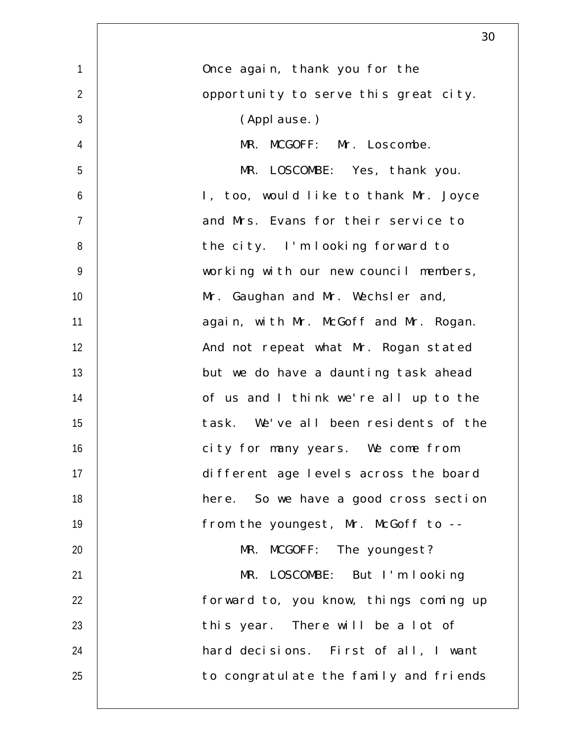Once again, thank you for the opportunity to serve this great city.

(Applause.)

MR. MCGOFF: Mr. Loscombe.

MR. LOSCOMBE: Yes, thank you. I, too, would like to thank Mr. Joyce and Mrs. Evans for their service to the city. I'm looking forward to working with our new council members, Mr. Gaughan and Mr. Wechsler and, again, with Mr. McGoff and Mr. Rogan. And not repeat what Mr. Rogan stated but we do have a daunting task ahead of us and I think we're all up to the task. We've all been residents of the city for many years. We come from different age levels across the board here. So we have a good cross section from the youngest, Mr. McGoff to --

MR. MCGOFF: The youngest?

MR. LOSCOMBE: But I'm looking forward to, you know, things coming up this year. There will be a lot of hard decisions. First of all, I want to congratulate the family and friends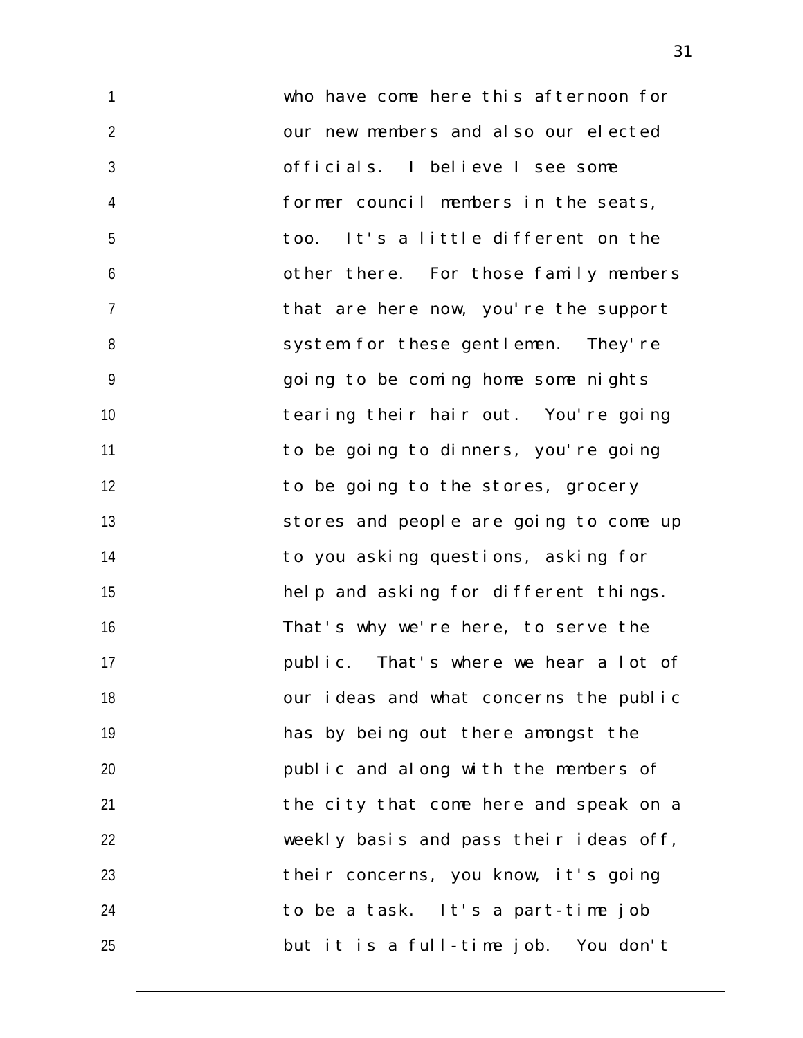who have come here this afternoon for our new members and also our elected officials. I believe I see some former council members in the seats, too. It's a little different on the other there. For those family members that are here now, you're the support system for these gentlemen. They're going to be coming home some nights tearing their hair out. You're going to be going to dinners, you're going to be going to the stores, grocery stores and people are going to come up to you asking questions, asking for help and asking for different things. That's why we're here, to serve the public. That's where we hear a lot of our ideas and what concerns the public has by being out there amongst the public and along with the members of the city that come here and speak on a weekly basis and pass their ideas off, their concerns, you know, it's going to be a task. It's a part-time job but it is a full-time job. You don't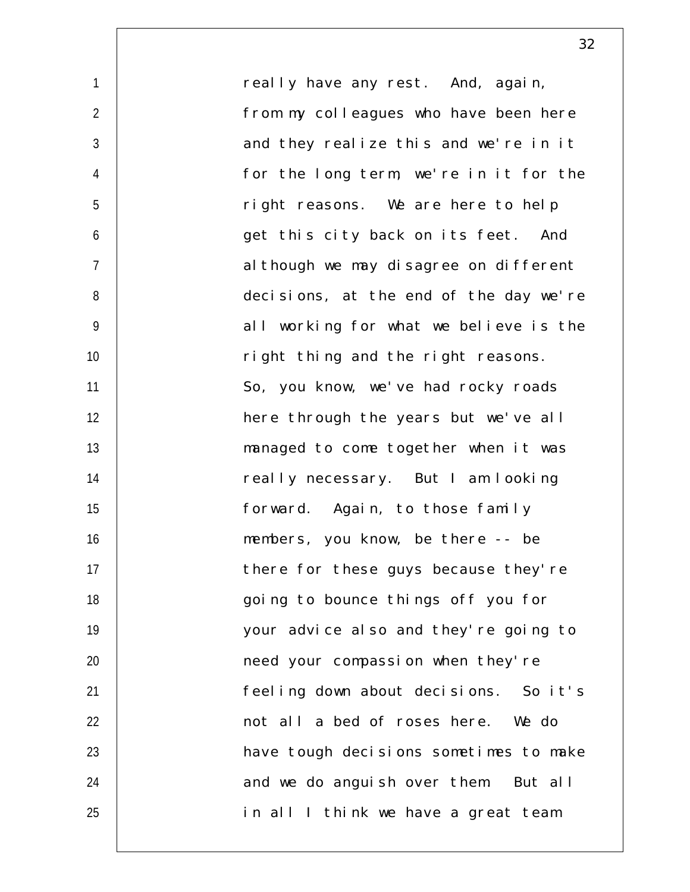really have any rest. And, again, from my colleagues who have been here and they realize this and we're in it for the long term, we're in it for the right reasons. We are here to help get this city back on its feet. And although we may disagree on different decisions, at the end of the day we're all working for what we believe is the right thing and the right reasons. So, you know, we've had rocky roads here through the years but we've all managed to come together when it was really necessary. But I am looking forward. Again, to those family members, you know, be there -- be there for these guys because they're going to bounce things off you for your advice also and they're going to need your compassion when they're feeling down about decisions. So it's not all a bed of roses here. We do have tough decisions sometimes to make and we do anguish over them. But all in all I think we have a great team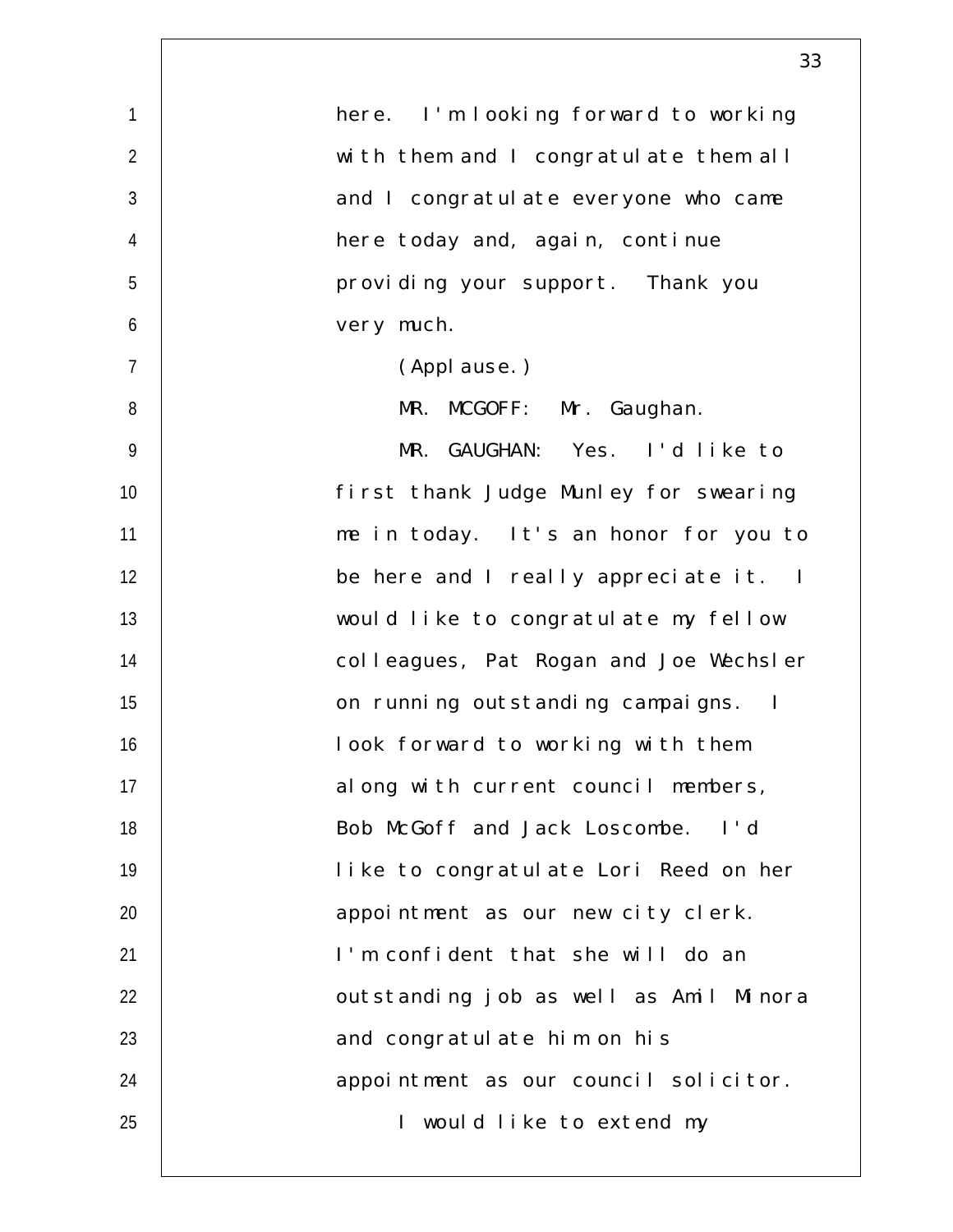here. I'm looking forward to working with them and I congratulate them all and I congratulate everyone who came here today and, again, continue providing your support. Thank you very much.

(Applause.)

MR. MCGOFF: Mr. Gaughan.

MR. GAUGHAN: Yes. I'd like to first thank Judge Munley for swearing me in today. It's an honor for you to be here and I really appreciate it. I would like to congratulate my fellow colleagues, Pat Rogan and Joe Wechsler on running outstanding campaigns. I look forward to working with them along with current council members, Bob McGoff and Jack Loscombe. I'd like to congratulate Lori Reed on her appointment as our new city clerk. I'm confident that she will do an outstanding job as well as Amil Minora and congratulate him on his appointment as our council solicitor.

I would like to extend my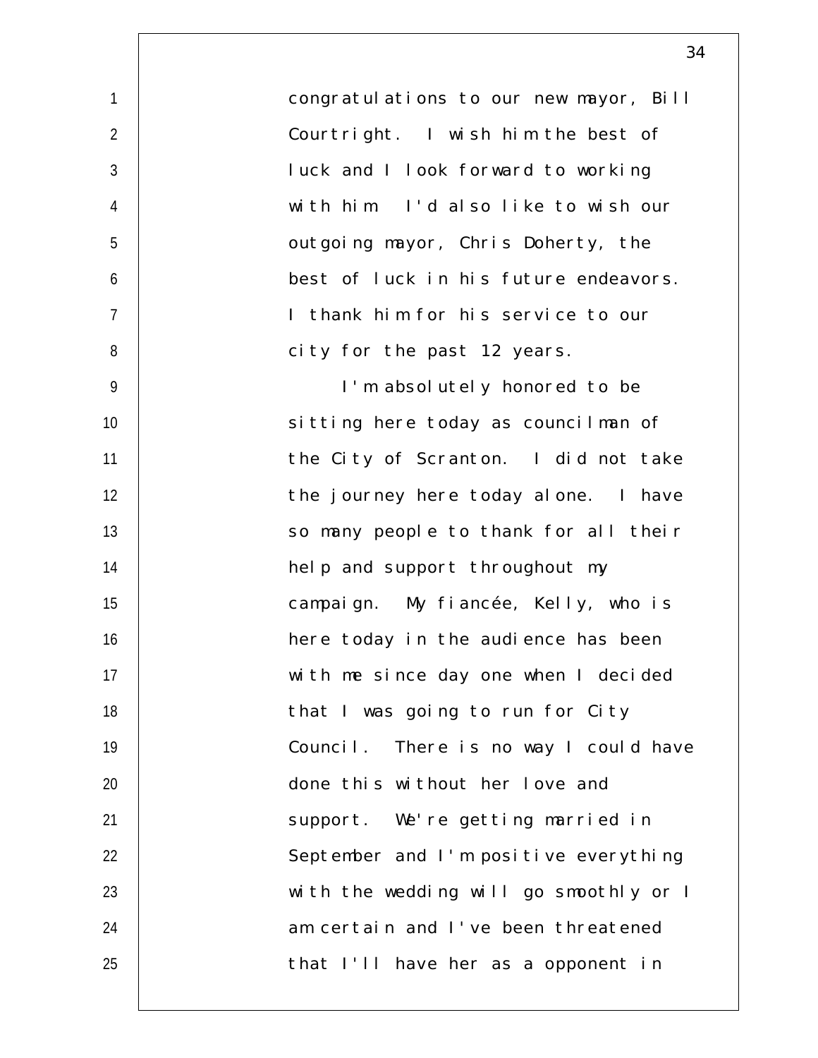congratulations to our new mayor, Bill Courtright. I wish him the best of luck and I look forward to working with him. I'd also like to wish our outgoing mayor, Chris Doherty, the best of luck in his future endeavors. I thank him for his service to our city for the past 12 years.

I'm absolutely honored to be sitting here today as councilman of the City of Scranton. I did not take the journey here today alone. I have so many people to thank for all their help and support throughout my campaign. My fiancée, Kelly, who is here today in the audience has been with me since day one when I decided that I was going to run for City Council. There is no way I could have done this without her love and support. We're getting married in September and I'm positive everything with the wedding will go smoothly or I am certain and I've been threatened that I'll have her as a opponent in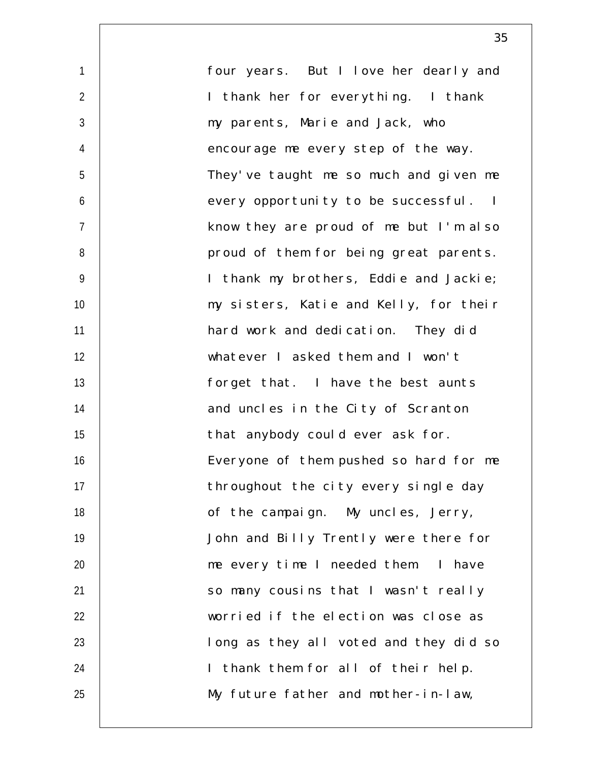four years. But I love her dearly and I thank her for everything. I thank my parents, Marie and Jack, who encourage me every step of the way. They've taught me so much and given me every opportunity to be successful. I know they are proud of me but I'm also proud of them for being great parents. I thank my brothers, Eddie and Jackie; my sisters, Katie and Kelly, for their hard work and dedication. They did whatever I asked them and I won't forget that. I have the best aunts and uncles in the City of Scranton that anybody could ever ask for. Everyone of them pushed so hard for me throughout the city every single day of the campaign. My uncles, Jerry, John and Billy Trently were there for me every time I needed them. I have so many cousins that I wasn't really worried if the election was close as long as they all voted and they did so I thank them for all of their help. My future father and mother-in-law,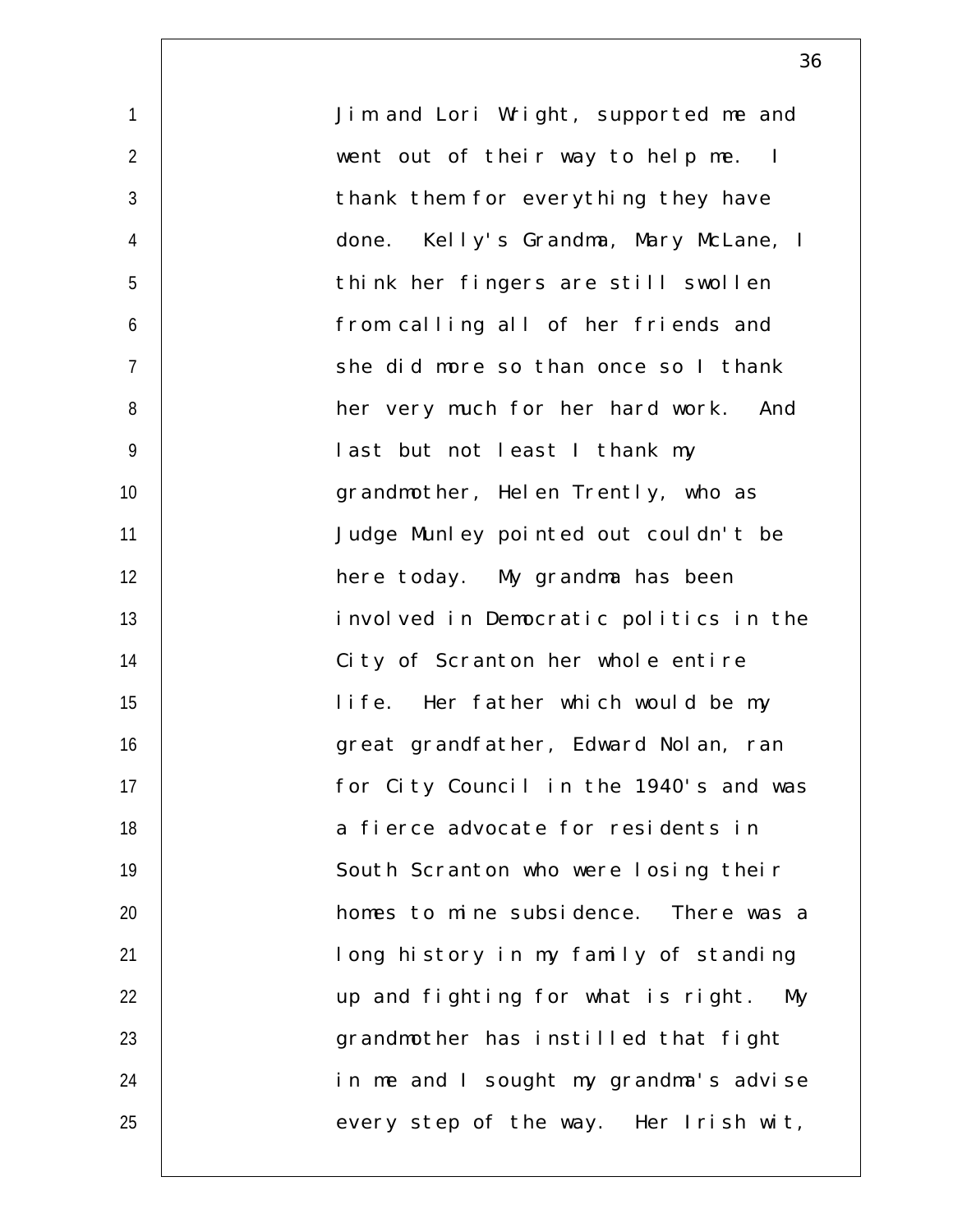Jim and Lori Wright, supported me and went out of their way to help me. I thank them for everything they have done. Kelly's Grandma, Mary McLane, I think her fingers are still swollen from calling all of her friends and she did more so than once so I thank her very much for her hard work. And last but not least I thank my grandmother, Helen Trently, who as Judge Munley pointed out couldn't be here today. My grandma has been involved in Democratic politics in the City of Scranton her whole entire life. Her father which would be my great grandfather, Edward Nolan, ran for City Council in the 1940's and was a fierce advocate for residents in South Scranton who were losing their homes to mine subsidence. There was a long history in my family of standing up and fighting for what is right. My grandmother has instilled that fight in me and I sought my grandma's advise every step of the way. Her Irish wit,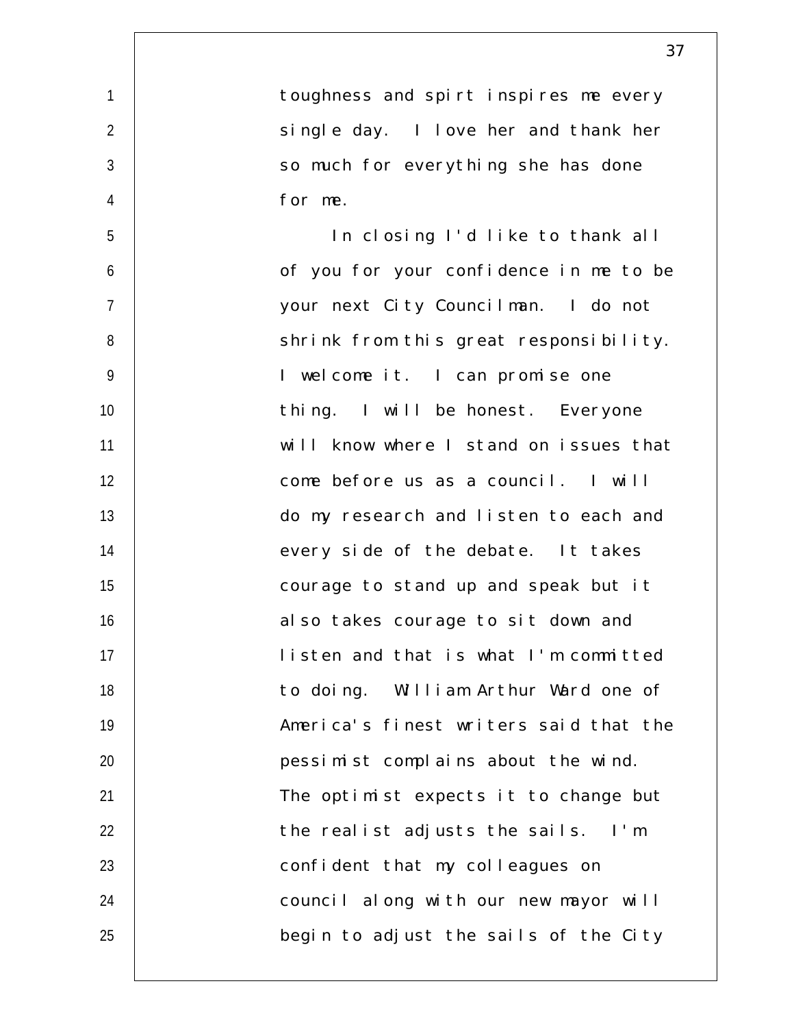toughness and spirt inspires me every single day. I love her and thank her so much for everything she has done for me.

In closing I'd like to thank all of you for your confidence in me to be your next City Councilman. I do not shrink from this great responsibility. I welcome it. I can promise one thing. I will be honest. Everyone will know where I stand on issues that come before us as a council. I will do my research and listen to each and every side of the debate. It takes courage to stand up and speak but it also takes courage to sit down and listen and that is what I'm committed to doing. William Arthur Ward one of America's finest writers said that the pessimist complains about the wind. The optimist expects it to change but the realist adjusts the sails. I'm confident that my colleagues on council along with our new mayor will begin to adjust the sails of the City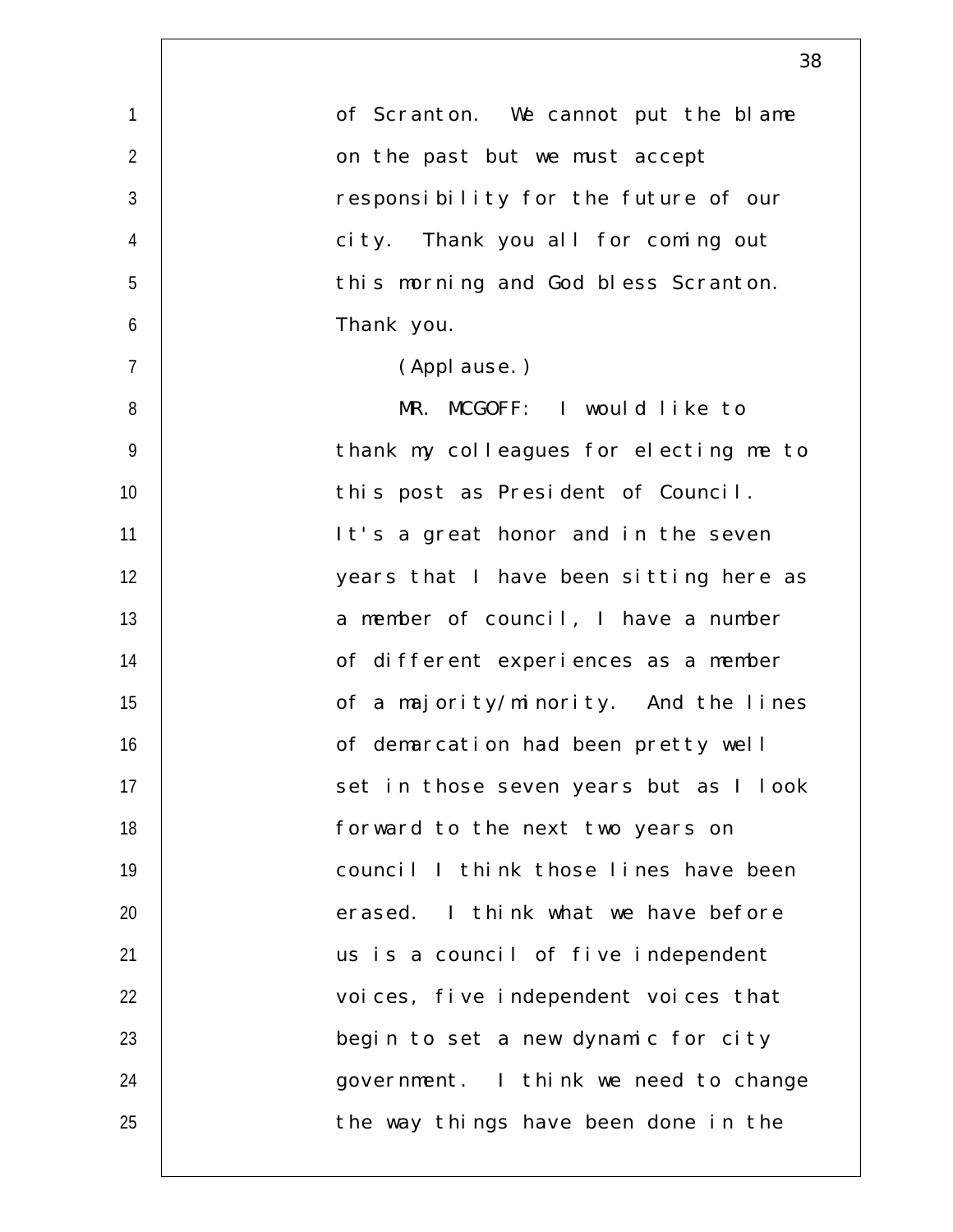of Scranton. We cannot put the blame on the past but we must accept responsibility for the future of our city. Thank you all for coming out this morning and God bless Scranton. Thank you.

(Applause.)

MR. MCGOFF: I would like to thank my colleagues for electing me to this post as President of Council. It's a great honor and in the seven years that I have been sitting here as a member of council, I have a number of different experiences as a member of a majority/minority. And the lines of demarcation had been pretty well set in those seven years but as I look forward to the next two years on council I think those lines have been erased. I think what we have before us is a council of five independent voices, five independent voices that begin to set a new dynamic for city government. I think we need to change the way things have been done in the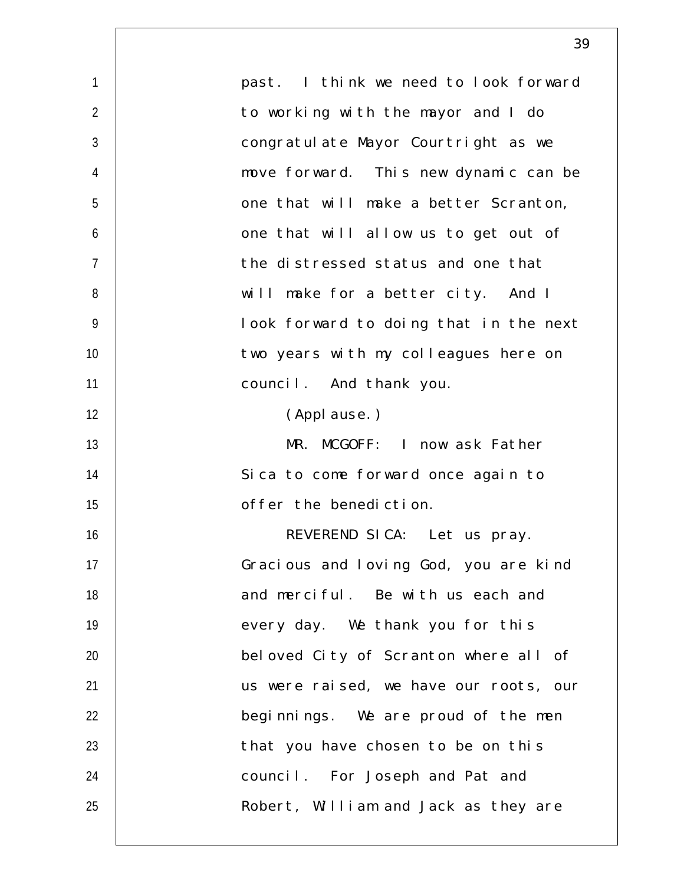past. I think we need to look forward to working with the mayor and I do congratulate Mayor Courtright as we move forward. This new dynamic can be one that will make a better Scranton, one that will allow us to get out of the distressed status and one that will make for a better city. And I look forward to doing that in the next two years with my colleagues here on council. And thank you.

(Applause.)

MR. MCGOFF: I now ask Father Sica to come forward once again to offer the benediction.

REVEREND SICA: Let us pray. Gracious and loving God, you are kind and merciful. Be with us each and every day. We thank you for this beloved City of Scranton where all of us were raised, we have our roots, our beginnings. We are proud of the men that you have chosen to be on this council. For Joseph and Pat and Robert, William and Jack as they are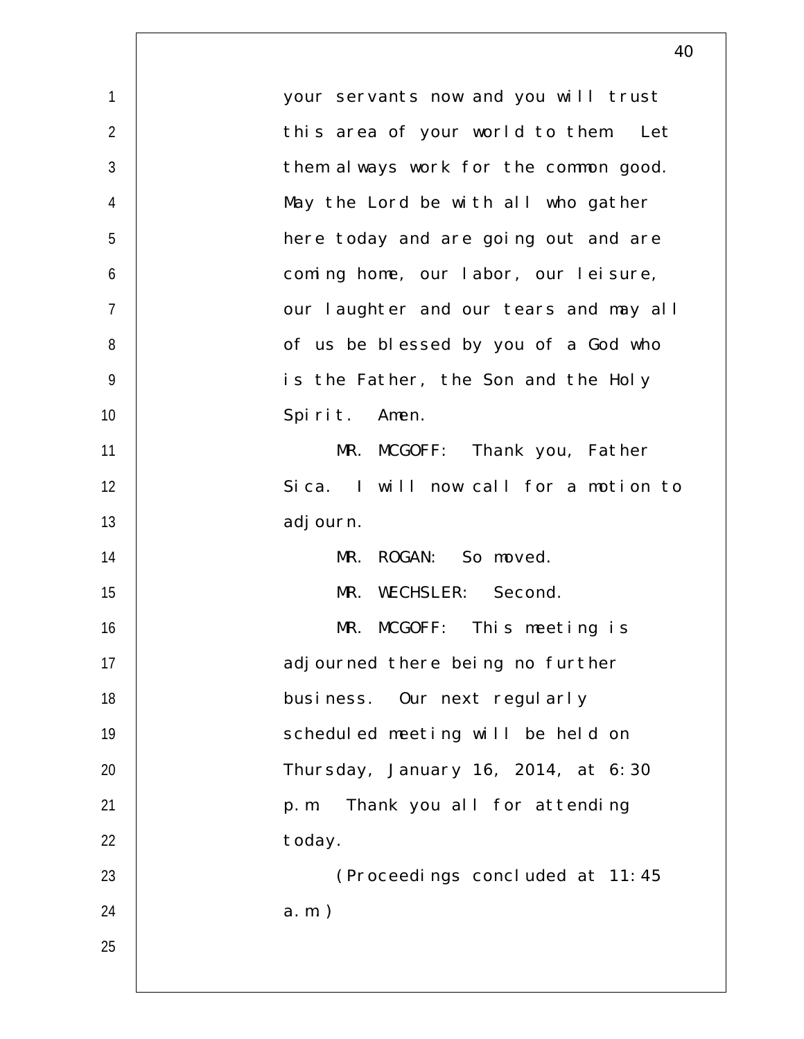your servants now and you will trust this area of your world to them. Let them always work for the common good. May the Lord be with all who gather here today and are going out and are coming home, our labor, our leisure, our laughter and our tears and may all of us be blessed by you of a God who is the Father, the Son and the Holy Spirit. Amen.

MR. MCGOFF: Thank you, Father Sica. I will now call for a motion to adjourn.

MR. ROGAN: So moved.

MR. WECHSLER: Second.

MR. MCGOFF: This meeting is adjourned there being no further business. Our next regularly scheduled meeting will be held on Thursday, January 16, 2014, at 6:30 p.m. Thank you all for attending today.

(Proceedings concluded at 11:45 a.m.)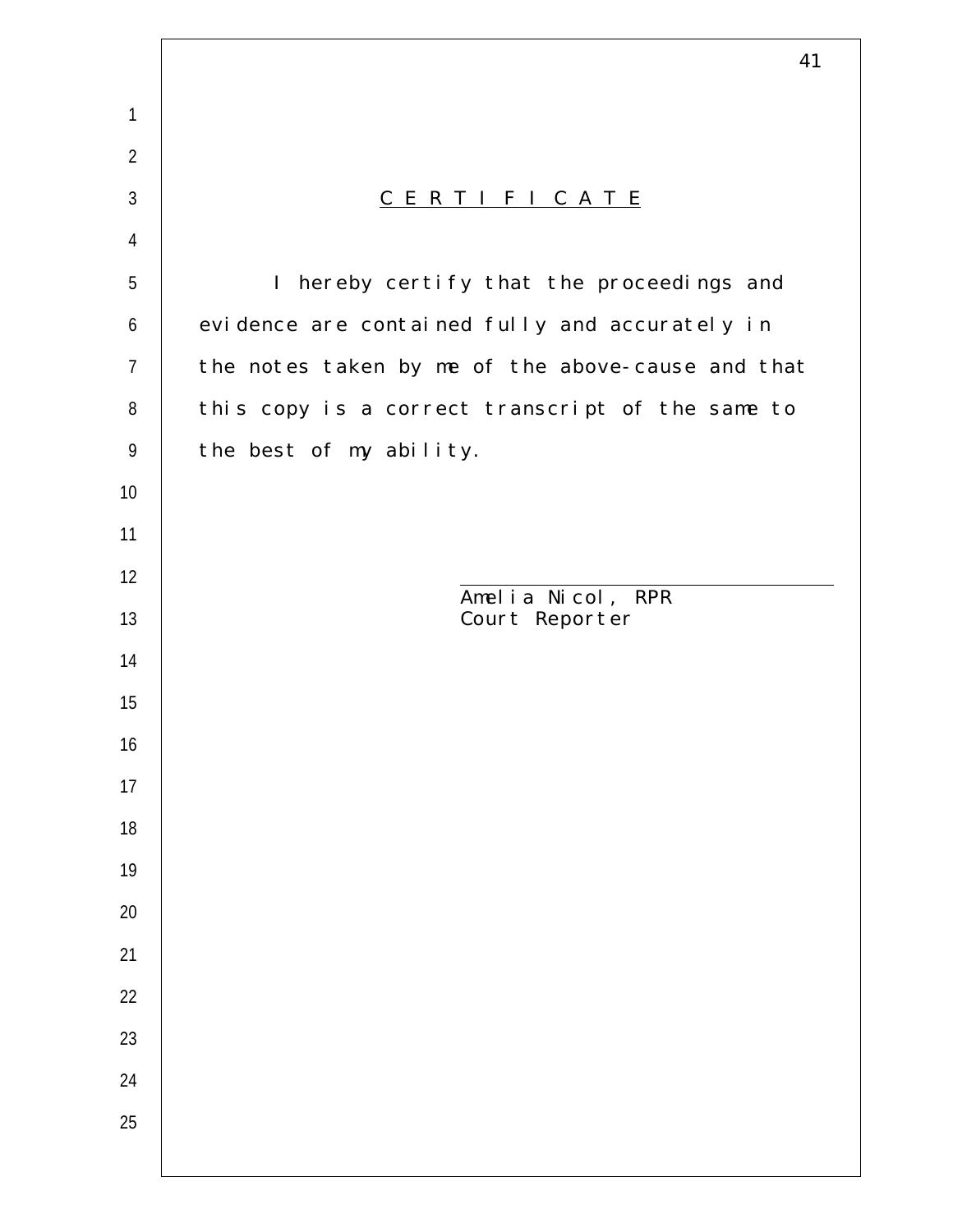# C E R T I F I C A T E

I hereby certify that the proceedings and evidence are contained fully and accurately in the notes taken by me of the above-cause and that this copy is a correct transcript of the same to the best of my ability.

Amelia Nicol, RPR
Court Reporter